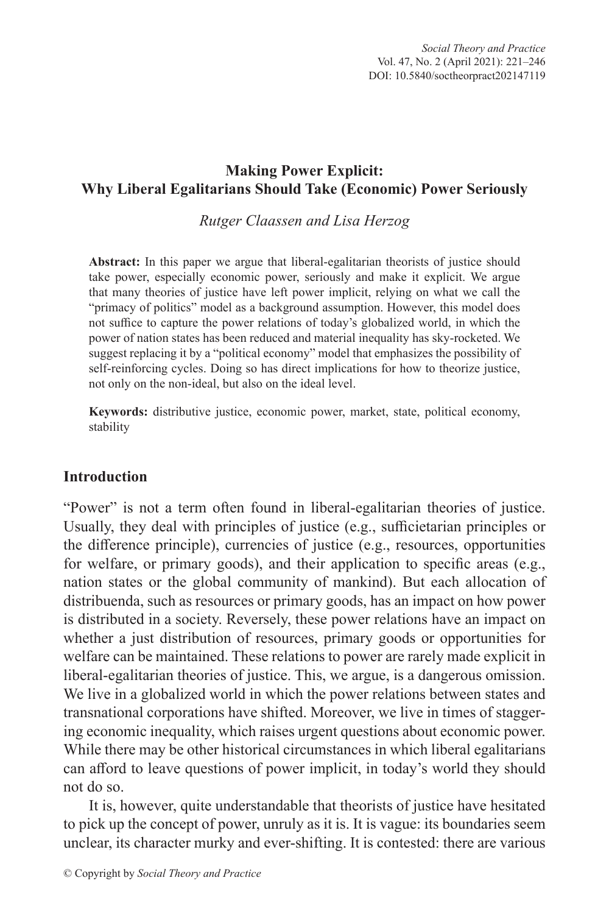# Making Power Explicit: Why Liberal Egalitarians Should Take (Economic) Power Seriously

*Rutger Claassen and Lisa Herzog*

**Abstract:** In this paper we argue that liberal-egalitarian theorists of justice should take power, especially economic power, seriously and make it explicit. We argue that many theories of justice have left power implicit, relying on what we call the "primacy of politics" model as a background assumption. However, this model does not suffice to capture the power relations of today's globalized world, in which the power of nation states has been reduced and material inequality has sky-rocketed. We suggest replacing it by a "political economy" model that emphasizes the possibility of self-reinforcing cycles. Doing so has direct implications for how to theorize justice, not only on the non-ideal, but also on the ideal level.

**Keywords:** distributive justice, economic power, market, state, political economy, stability

## Introduction

"Power" is not a term often found in liberal-egalitarian theories of justice. Usually, they deal with principles of justice (e.g., sufficietarian principles or the difference principle), currencies of justice (e.g., resources, opportunities for welfare, or primary goods), and their application to specific areas (e.g., nation states or the global community of mankind). But each allocation of distribuenda, such as resources or primary goods, has an impact on how power is distributed in a society. Reversely, these power relations have an impact on whether a just distribution of resources, primary goods or opportunities for welfare can be maintained. These relations to power are rarely made explicit in liberal-egalitarian theories of justice. This, we argue, is a dangerous omission. We live in a globalized world in which the power relations between states and transnational corporations have shifted. Moreover, we live in times of staggering economic inequality, which raises urgent questions about economic power. While there may be other historical circumstances in which liberal egalitarians can afford to leave questions of power implicit, in today's world they should not do so.

It is, however, quite understandable that theorists of justice have hesitated to pick up the concept of power, unruly as it is. It is vague: its boundaries seem unclear, its character murky and ever-shifting. It is contested: there are various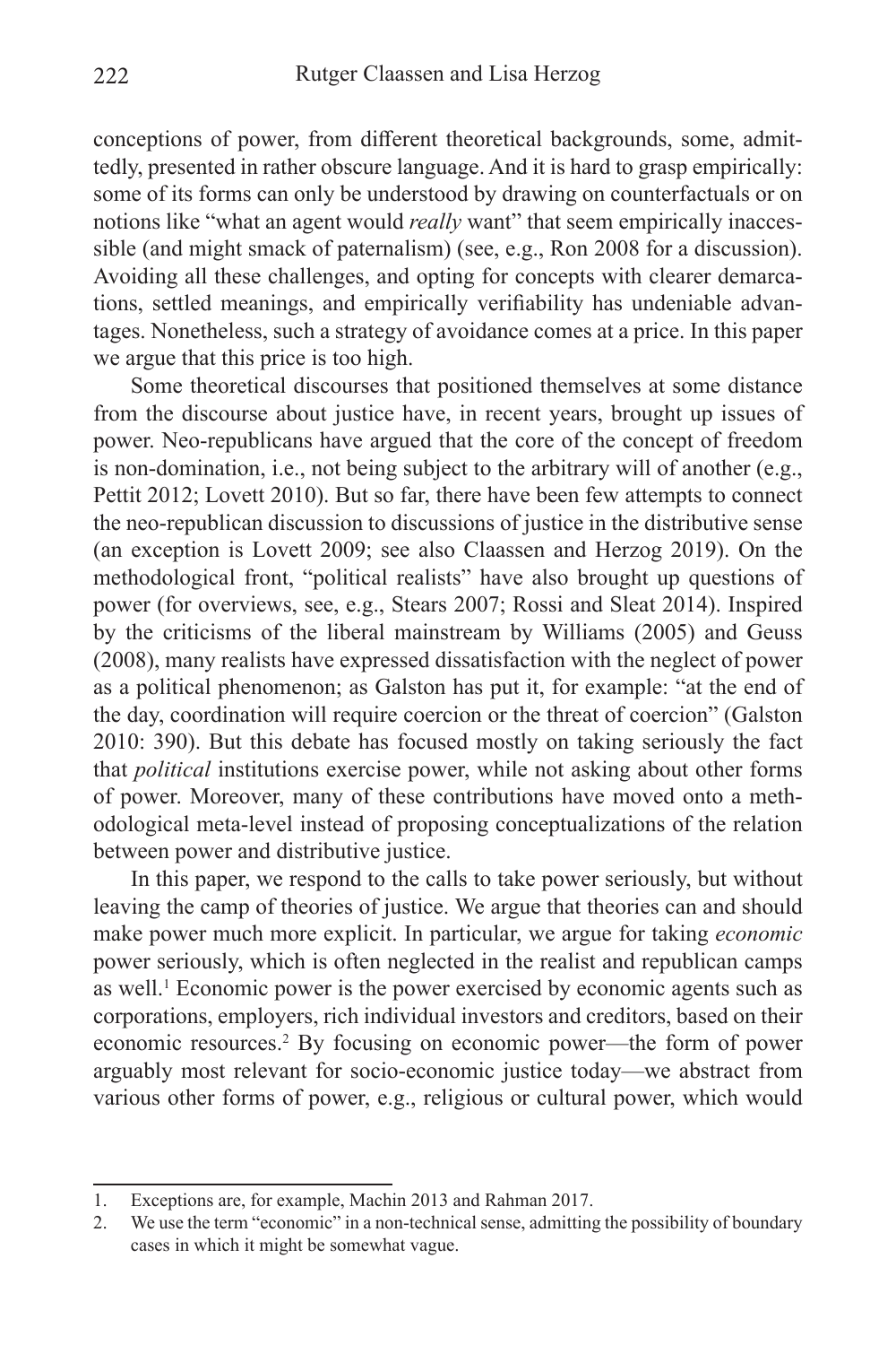conceptions of power, from different theoretical backgrounds, some, admittedly, presented in rather obscure language. And it is hard to grasp empirically: some of its forms can only be understood by drawing on counterfactuals or on notions like "what an agent would *really* want" that seem empirically inaccessible (and might smack of paternalism) (see, e.g., Ron 2008 for a discussion). Avoiding all these challenges, and opting for concepts with clearer demarcations, settled meanings, and empirically verifiability has undeniable advantages. Nonetheless, such a strategy of avoidance comes at a price. In this paper we argue that this price is too high.

Some theoretical discourses that positioned themselves at some distance from the discourse about justice have, in recent years, brought up issues of power. Neo-republicans have argued that the core of the concept of freedom is non-domination, i.e., not being subject to the arbitrary will of another (e.g., Pettit 2012; Lovett 2010). But so far, there have been few attempts to connect the neo-republican discussion to discussions of justice in the distributive sense (an exception is Lovett 2009; see also Claassen and Herzog 2019). On the methodological front, "political realists" have also brought up questions of power (for overviews, see, e.g., Stears 2007; Rossi and Sleat 2014). Inspired by the criticisms of the liberal mainstream by Williams (2005) and Geuss (2008), many realists have expressed dissatisfaction with the neglect of power as a political phenomenon; as Galston has put it, for example: "at the end of the day, coordination will require coercion or the threat of coercion" (Galston 2010: 390). But this debate has focused mostly on taking seriously the fact that *political* institutions exercise power, while not asking about other forms of power. Moreover, many of these contributions have moved onto a methodological meta-level instead of proposing conceptualizations of the relation between power and distributive justice.

In this paper, we respond to the calls to take power seriously, but without leaving the camp of theories of justice. We argue that theories can and should make power much more explicit. In particular, we argue for taking *economic* power seriously, which is often neglected in the realist and republican camps as well.[1] Economic power is the power exercised by economic agents such as corporations, employers, rich individual investors and creditors, based on their economic resources.[2] By focusing on economic power—the form of power arguably most relevant for socio-economic justice today—we abstract from various other forms of power, e.g., religious or cultural power, which would

1. Exceptions are, for example, Machin 2013 and Rahman 2017.
2. We use the term "economic" in a non-technical sense, admitting the possibility of boundary cases in which it might be somewhat vague.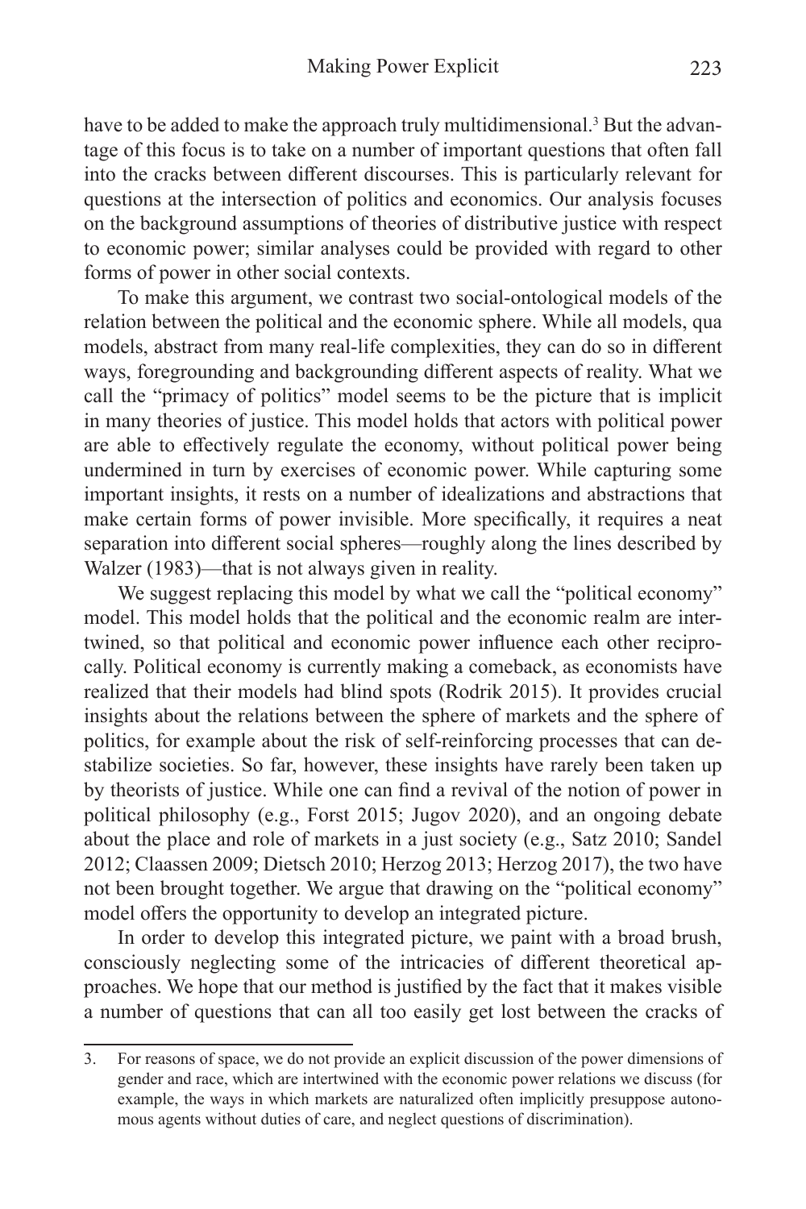have to be added to make the approach truly multidimensional.[3] But the advantage of this focus is to take on a number of important questions that often fall into the cracks between different discourses. This is particularly relevant for questions at the intersection of politics and economics. Our analysis focuses on the background assumptions of theories of distributive justice with respect to economic power; similar analyses could be provided with regard to other forms of power in other social contexts.

To make this argument, we contrast two social-ontological models of the relation between the political and the economic sphere. While all models, qua models, abstract from many real-life complexities, they can do so in different ways, foregrounding and backgrounding different aspects of reality. What we call the "primacy of politics" model seems to be the picture that is implicit in many theories of justice. This model holds that actors with political power are able to effectively regulate the economy, without political power being undermined in turn by exercises of economic power. While capturing some important insights, it rests on a number of idealizations and abstractions that make certain forms of power invisible. More specifically, it requires a neat separation into different social spheres—roughly along the lines described by Walzer (1983)—that is not always given in reality.

We suggest replacing this model by what we call the "political economy" model. This model holds that the political and the economic realm are intertwined, so that political and economic power influence each other reciprocally. Political economy is currently making a comeback, as economists have realized that their models had blind spots (Rodrik 2015). It provides crucial insights about the relations between the sphere of markets and the sphere of politics, for example about the risk of self-reinforcing processes that can destabilize societies. So far, however, these insights have rarely been taken up by theorists of justice. While one can find a revival of the notion of power in political philosophy (e.g., Forst 2015; Jugov 2020), and an ongoing debate about the place and role of markets in a just society (e.g., Satz 2010; Sandel 2012; Claassen 2009; Dietsch 2010; Herzog 2013; Herzog 2017), the two have not been brought together. We argue that drawing on the "political economy" model offers the opportunity to develop an integrated picture.

In order to develop this integrated picture, we paint with a broad brush, consciously neglecting some of the intricacies of different theoretical approaches. We hope that our method is justified by the fact that it makes visible a number of questions that can all too easily get lost between the cracks of

3. For reasons of space, we do not provide an explicit discussion of the power dimensions of gender and race, which are intertwined with the economic power relations we discuss (for example, the ways in which markets are naturalized often implicitly presuppose autonomous agents without duties of care, and neglect questions of discrimination).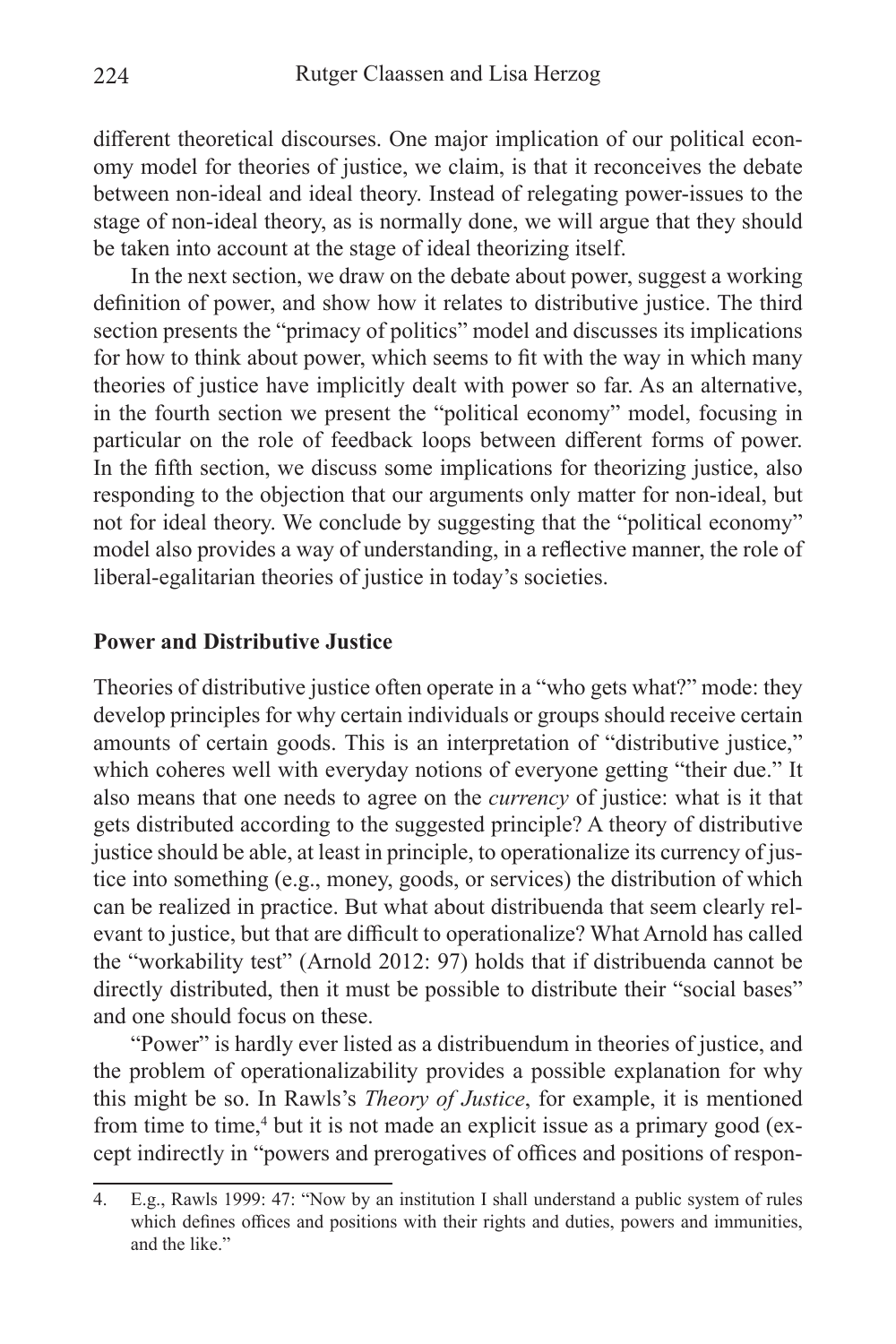different theoretical discourses. One major implication of our political economy model for theories of justice, we claim, is that it reconceives the debate between non-ideal and ideal theory. Instead of relegating power-issues to the stage of non-ideal theory, as is normally done, we will argue that they should be taken into account at the stage of ideal theorizing itself.

In the next section, we draw on the debate about power, suggest a working definition of power, and show how it relates to distributive justice. The third section presents the "primacy of politics" model and discusses its implications for how to think about power, which seems to fit with the way in which many theories of justice have implicitly dealt with power so far. As an alternative, in the fourth section we present the "political economy" model, focusing in particular on the role of feedback loops between different forms of power. In the fifth section, we discuss some implications for theorizing justice, also responding to the objection that our arguments only matter for non-ideal, but not for ideal theory. We conclude by suggesting that the "political economy" model also provides a way of understanding, in a reflective manner, the role of liberal-egalitarian theories of justice in today's societies.

## Power and Distributive Justice

Theories of distributive justice often operate in a "who gets what?" mode: they develop principles for why certain individuals or groups should receive certain amounts of certain goods. This is an interpretation of "distributive justice," which coheres well with everyday notions of everyone getting "their due." It also means that one needs to agree on the *currency* of justice: what is it that gets distributed according to the suggested principle? A theory of distributive justice should be able, at least in principle, to operationalize its currency of justice into something (e.g., money, goods, or services) the distribution of which can be realized in practice. But what about distribuenda that seem clearly relevant to justice, but that are difficult to operationalize? What Arnold has called the "workability test" (Arnold 2012: 97) holds that if distribuenda cannot be directly distributed, then it must be possible to distribute their "social bases" and one should focus on these.

"Power" is hardly ever listed as a distribuendum in theories of justice, and the problem of operationalizability provides a possible explanation for why this might be so. In Rawls's *Theory of Justice*, for example, it is mentioned from time to time,[4] but it is not made an explicit issue as a primary good (except indirectly in "powers and prerogatives of offices and positions of respon-

4. E.g., Rawls 1999: 47: "Now by an institution I shall understand a public system of rules which defines offices and positions with their rights and duties, powers and immunities, and the like."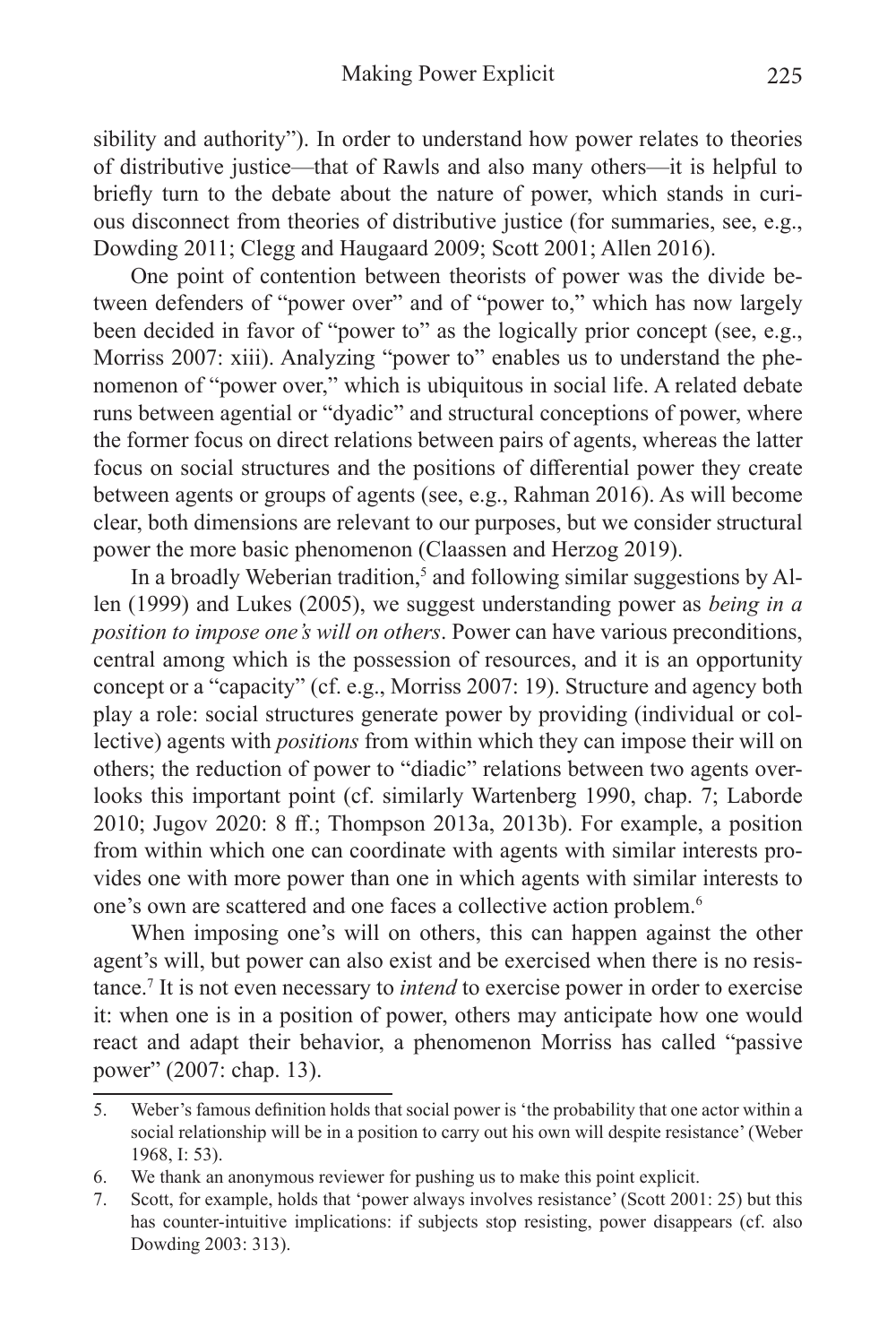sibility and authority"). In order to understand how power relates to theories of distributive justice—that of Rawls and also many others—it is helpful to briefly turn to the debate about the nature of power, which stands in curious disconnect from theories of distributive justice (for summaries, see, e.g., Dowding 2011; Clegg and Haugaard 2009; Scott 2001; Allen 2016).

One point of contention between theorists of power was the divide between defenders of "power over" and of "power to," which has now largely been decided in favor of "power to" as the logically prior concept (see, e.g., Morriss 2007: xiii). Analyzing "power to" enables us to understand the phenomenon of "power over," which is ubiquitous in social life. A related debate runs between agential or "dyadic" and structural conceptions of power, where the former focus on direct relations between pairs of agents, whereas the latter focus on social structures and the positions of differential power they create between agents or groups of agents (see, e.g., Rahman 2016). As will become clear, both dimensions are relevant to our purposes, but we consider structural power the more basic phenomenon (Claassen and Herzog 2019).

In a broadly Weberian tradition,[5] and following similar suggestions by Allen (1999) and Lukes (2005), we suggest understanding power as *being in a position to impose one's will on others*. Power can have various preconditions, central among which is the possession of resources, and it is an opportunity concept or a "capacity" (cf. e.g., Morriss 2007: 19). Structure and agency both play a role: social structures generate power by providing (individual or collective) agents with *positions* from within which they can impose their will on others; the reduction of power to "diadic" relations between two agents overlooks this important point (cf. similarly Wartenberg 1990, chap. 7; Laborde 2010; Jugov 2020: 8 ff.; Thompson 2013a, 2013b). For example, a position from within which one can coordinate with agents with similar interests provides one with more power than one in which agents with similar interests to one's own are scattered and one faces a collective action problem.[6]

When imposing one's will on others, this can happen against the other agent's will, but power can also exist and be exercised when there is no resistance.[7] It is not even necessary to *intend* to exercise power in order to exercise it: when one is in a position of power, others may anticipate how one would react and adapt their behavior, a phenomenon Morriss has called "passive power" (2007: chap. 13).

---

5. Weber's famous definition holds that social power is 'the probability that one actor within a social relationship will be in a position to carry out his own will despite resistance' (Weber 1968, I: 53).

6. We thank an anonymous reviewer for pushing us to make this point explicit.

7. Scott, for example, holds that 'power always involves resistance' (Scott 2001: 25) but this has counter-intuitive implications: if subjects stop resisting, power disappears (cf. also Dowding 2003: 313).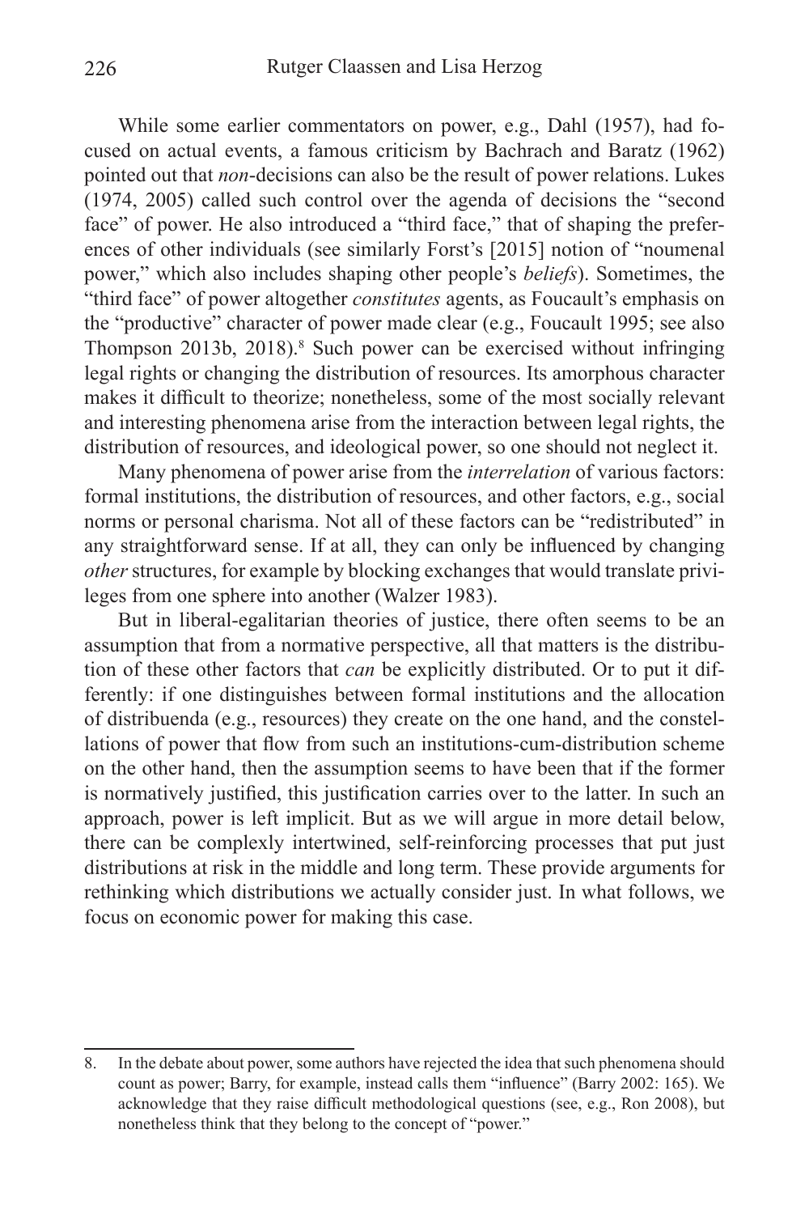While some earlier commentators on power, e.g., Dahl (1957), had focused on actual events, a famous criticism by Bachrach and Baratz (1962) pointed out that *non*-decisions can also be the result of power relations. Lukes (1974, 2005) called such control over the agenda of decisions the "second face" of power. He also introduced a "third face," that of shaping the preferences of other individuals (see similarly Forst's [2015] notion of "noumenal power," which also includes shaping other people's *beliefs*). Sometimes, the "third face" of power altogether *constitutes* agents, as Foucault's emphasis on the "productive" character of power made clear (e.g., Foucault 1995; see also Thompson 2013b, 2018).[8] Such power can be exercised without infringing legal rights or changing the distribution of resources. Its amorphous character makes it difficult to theorize; nonetheless, some of the most socially relevant and interesting phenomena arise from the interaction between legal rights, the distribution of resources, and ideological power, so one should not neglect it.

Many phenomena of power arise from the *interrelation* of various factors: formal institutions, the distribution of resources, and other factors, e.g., social norms or personal charisma. Not all of these factors can be "redistributed" in any straightforward sense. If at all, they can only be influenced by changing *other* structures, for example by blocking exchanges that would translate privileges from one sphere into another (Walzer 1983).

But in liberal-egalitarian theories of justice, there often seems to be an assumption that from a normative perspective, all that matters is the distribution of these other factors that *can* be explicitly distributed. Or to put it differently: if one distinguishes between formal institutions and the allocation of distribuenda (e.g., resources) they create on the one hand, and the constellations of power that flow from such an institutions-cum-distribution scheme on the other hand, then the assumption seems to have been that if the former is normatively justified, this justification carries over to the latter. In such an approach, power is left implicit. But as we will argue in more detail below, there can be complexly intertwined, self-reinforcing processes that put just distributions at risk in the middle and long term. These provide arguments for rethinking which distributions we actually consider just. In what follows, we focus on economic power for making this case.

---

8. In the debate about power, some authors have rejected the idea that such phenomena should count as power; Barry, for example, instead calls them "influence" (Barry 2002: 165). We acknowledge that they raise difficult methodological questions (see, e.g., Ron 2008), but nonetheless think that they belong to the concept of "power."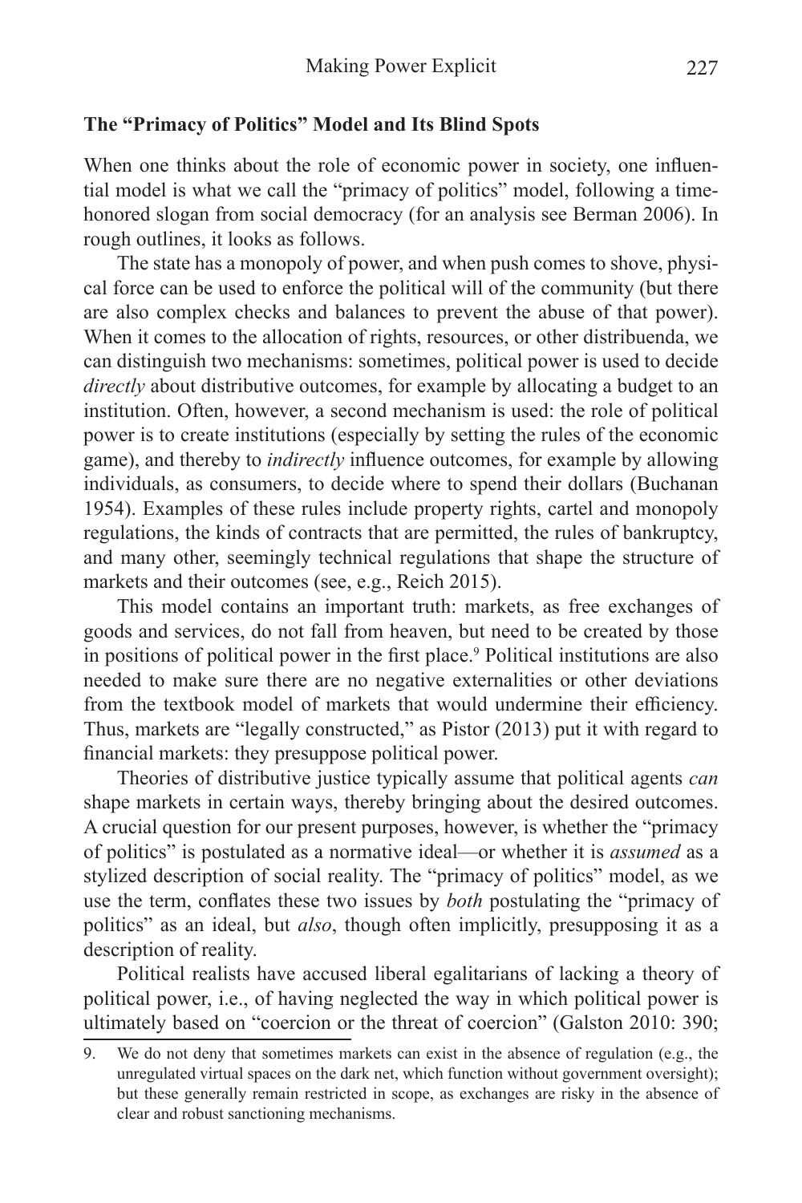### The "Primacy of Politics" Model and Its Blind Spots

When one thinks about the role of economic power in society, one influential model is what we call the "primacy of politics" model, following a time-honored slogan from social democracy (for an analysis see Berman 2006). In rough outlines, it looks as follows.

The state has a monopoly of power, and when push comes to shove, physical force can be used to enforce the political will of the community (but there are also complex checks and balances to prevent the abuse of that power). When it comes to the allocation of rights, resources, or other distribuenda, we can distinguish two mechanisms: sometimes, political power is used to decide *directly* about distributive outcomes, for example by allocating a budget to an institution. Often, however, a second mechanism is used: the role of political power is to create institutions (especially by setting the rules of the economic game), and thereby to *indirectly* influence outcomes, for example by allowing individuals, as consumers, to decide where to spend their dollars (Buchanan 1954). Examples of these rules include property rights, cartel and monopoly regulations, the kinds of contracts that are permitted, the rules of bankruptcy, and many other, seemingly technical regulations that shape the structure of markets and their outcomes (see, e.g., Reich 2015).

This model contains an important truth: markets, as free exchanges of goods and services, do not fall from heaven, but need to be created by those in positions of political power in the first place.[9] Political institutions are also needed to make sure there are no negative externalities or other deviations from the textbook model of markets that would undermine their efficiency. Thus, markets are "legally constructed," as Pistor (2013) put it with regard to financial markets: they presuppose political power.

Theories of distributive justice typically assume that political agents *can* shape markets in certain ways, thereby bringing about the desired outcomes. A crucial question for our present purposes, however, is whether the "primacy of politics" is postulated as a normative ideal—or whether it is *assumed* as a stylized description of social reality. The "primacy of politics" model, as we use the term, conflates these two issues by *both* postulating the "primacy of politics" as an ideal, but *also*, though often implicitly, presupposing it as a description of reality.

Political realists have accused liberal egalitarians of lacking a theory of political power, i.e., of having neglected the way in which political power is ultimately based on "coercion or the threat of coercion" (Galston 2010: 390;

9. We do not deny that sometimes markets can exist in the absence of regulation (e.g., the unregulated virtual spaces on the dark net, which function without government oversight); but these generally remain restricted in scope, as exchanges are risky in the absence of clear and robust sanctioning mechanisms.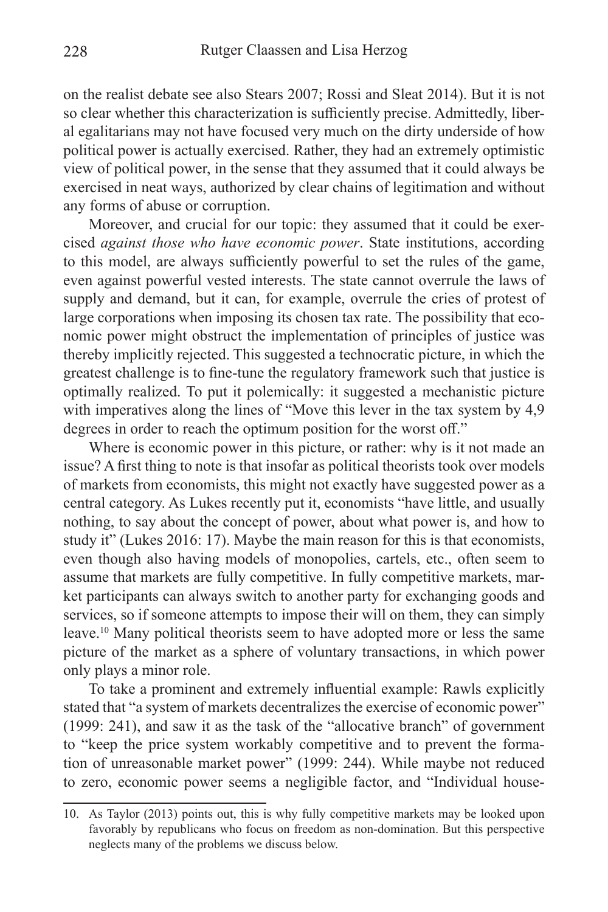on the realist debate see also Stears 2007; Rossi and Sleat 2014). But it is not so clear whether this characterization is sufficiently precise. Admittedly, liberal egalitarians may not have focused very much on the dirty underside of how political power is actually exercised. Rather, they had an extremely optimistic view of political power, in the sense that they assumed that it could always be exercised in neat ways, authorized by clear chains of legitimation and without any forms of abuse or corruption.

Moreover, and crucial for our topic: they assumed that it could be exercised *against those who have economic power*. State institutions, according to this model, are always sufficiently powerful to set the rules of the game, even against powerful vested interests. The state cannot overrule the laws of supply and demand, but it can, for example, overrule the cries of protest of large corporations when imposing its chosen tax rate. The possibility that economic power might obstruct the implementation of principles of justice was thereby implicitly rejected. This suggested a technocratic picture, in which the greatest challenge is to fine-tune the regulatory framework such that justice is optimally realized. To put it polemically: it suggested a mechanistic picture with imperatives along the lines of "Move this lever in the tax system by 4,9 degrees in order to reach the optimum position for the worst off."

Where is economic power in this picture, or rather: why is it not made an issue? A first thing to note is that insofar as political theorists took over models of markets from economists, this might not exactly have suggested power as a central category. As Lukes recently put it, economists "have little, and usually nothing, to say about the concept of power, about what power is, and how to study it" (Lukes 2016: 17). Maybe the main reason for this is that economists, even though also having models of monopolies, cartels, etc., often seem to assume that markets are fully competitive. In fully competitive markets, market participants can always switch to another party for exchanging goods and services, so if someone attempts to impose their will on them, they can simply leave.[10] Many political theorists seem to have adopted more or less the same picture of the market as a sphere of voluntary transactions, in which power only plays a minor role.

To take a prominent and extremely influential example: Rawls explicitly stated that "a system of markets decentralizes the exercise of economic power" (1999: 241), and saw it as the task of the "allocative branch" of government to "keep the price system workably competitive and to prevent the formation of unreasonable market power" (1999: 244). While maybe not reduced to zero, economic power seems a negligible factor, and "Individual house-

10. As Taylor (2013) points out, this is why fully competitive markets may be looked upon favorably by republicans who focus on freedom as non-domination. But this perspective neglects many of the problems we discuss below.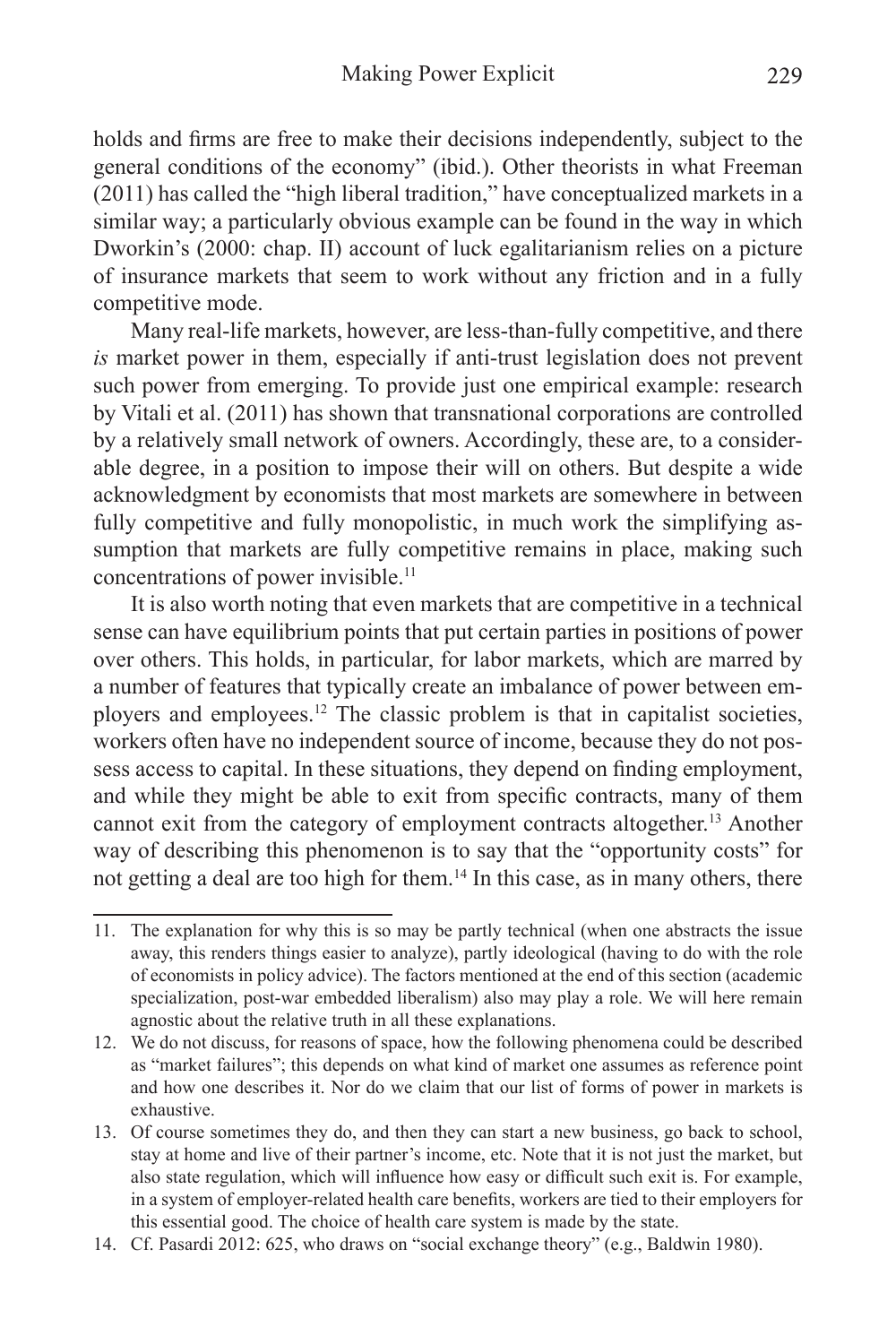holds and firms are free to make their decisions independently, subject to the general conditions of the economy" (ibid.). Other theorists in what Freeman (2011) has called the "high liberal tradition," have conceptualized markets in a similar way; a particularly obvious example can be found in the way in which Dworkin's (2000: chap. II) account of luck egalitarianism relies on a picture of insurance markets that seem to work without any friction and in a fully competitive mode.

Many real-life markets, however, are less-than-fully competitive, and there *is* market power in them, especially if anti-trust legislation does not prevent such power from emerging. To provide just one empirical example: research by Vitali et al. (2011) has shown that transnational corporations are controlled by a relatively small network of owners. Accordingly, these are, to a considerable degree, in a position to impose their will on others. But despite a wide acknowledgment by economists that most markets are somewhere in between fully competitive and fully monopolistic, in much work the simplifying assumption that markets are fully competitive remains in place, making such concentrations of power invisible.[11]

It is also worth noting that even markets that are competitive in a technical sense can have equilibrium points that put certain parties in positions of power over others. This holds, in particular, for labor markets, which are marred by a number of features that typically create an imbalance of power between employers and employees.[12] The classic problem is that in capitalist societies, workers often have no independent source of income, because they do not possess access to capital. In these situations, they depend on finding employment, and while they might be able to exit from specific contracts, many of them cannot exit from the category of employment contracts altogether.[13] Another way of describing this phenomenon is to say that the "opportunity costs" for not getting a deal are too high for them.[14] In this case, as in many others, there

---

11. The explanation for why this is so may be partly technical (when one abstracts the issue away, this renders things easier to analyze), partly ideological (having to do with the role of economists in policy advice). The factors mentioned at the end of this section (academic specialization, post-war embedded liberalism) also may play a role. We will here remain agnostic about the relative truth in all these explanations.
12. We do not discuss, for reasons of space, how the following phenomena could be described as "market failures"; this depends on what kind of market one assumes as reference point and how one describes it. Nor do we claim that our list of forms of power in markets is exhaustive.
13. Of course sometimes they do, and then they can start a new business, go back to school, stay at home and live of their partner's income, etc. Note that it is not just the market, but also state regulation, which will influence how easy or difficult such exit is. For example, in a system of employer-related health care benefits, workers are tied to their employers for this essential good. The choice of health care system is made by the state.
14. Cf. Pasardi 2012: 625, who draws on "social exchange theory" (e.g., Baldwin 1980).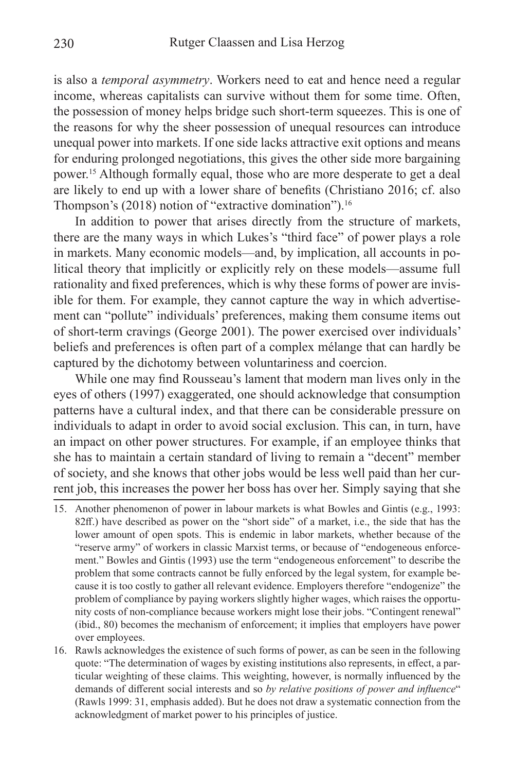is also a *temporal asymmetry*. Workers need to eat and hence need a regular income, whereas capitalists can survive without them for some time. Often, the possession of money helps bridge such short-term squeezes. This is one of the reasons for why the sheer possession of unequal resources can introduce unequal power into markets. If one side lacks attractive exit options and means for enduring prolonged negotiations, this gives the other side more bargaining power.[15] Although formally equal, those who are more desperate to get a deal are likely to end up with a lower share of benefits (Christiano 2016; cf. also Thompson's (2018) notion of "extractive domination").[16]

In addition to power that arises directly from the structure of markets, there are the many ways in which Lukes's "third face" of power plays a role in markets. Many economic models—and, by implication, all accounts in political theory that implicitly or explicitly rely on these models—assume full rationality and fixed preferences, which is why these forms of power are invisible for them. For example, they cannot capture the way in which advertisement can "pollute" individuals' preferences, making them consume items out of short-term cravings (George 2001). The power exercised over individuals' beliefs and preferences is often part of a complex mélange that can hardly be captured by the dichotomy between voluntariness and coercion.

While one may find Rousseau's lament that modern man lives only in the eyes of others (1997) exaggerated, one should acknowledge that consumption patterns have a cultural index, and that there can be considerable pressure on individuals to adapt in order to avoid social exclusion. This can, in turn, have an impact on other power structures. For example, if an employee thinks that she has to maintain a certain standard of living to remain a "decent" member of society, and she knows that other jobs would be less well paid than her current job, this increases the power her boss has over her. Simply saying that she

15. Another phenomenon of power in labour markets is what Bowles and Gintis (e.g., 1993: 82ff.) have described as power on the "short side" of a market, i.e., the side that has the lower amount of open spots. This is endemic in labor markets, whether because of the "reserve army" of workers in classic Marxist terms, or because of "endogeneous enforcement." Bowles and Gintis (1993) use the term "endogeneous enforcement" to describe the problem that some contracts cannot be fully enforced by the legal system, for example because it is too costly to gather all relevant evidence. Employers therefore "endogenize" the problem of compliance by paying workers slightly higher wages, which raises the opportunity costs of non-compliance because workers might lose their jobs. "Contingent renewal" (ibid., 80) becomes the mechanism of enforcement; it implies that employers have power over employees.

16. Rawls acknowledges the existence of such forms of power, as can be seen in the following quote: "The determination of wages by existing institutions also represents, in effect, a particular weighting of these claims. This weighting, however, is normally influenced by the demands of different social interests and so *by relative positions of power and influence*" (Rawls 1999: 31, emphasis added). But he does not draw a systematic connection from the acknowledgment of market power to his principles of justice.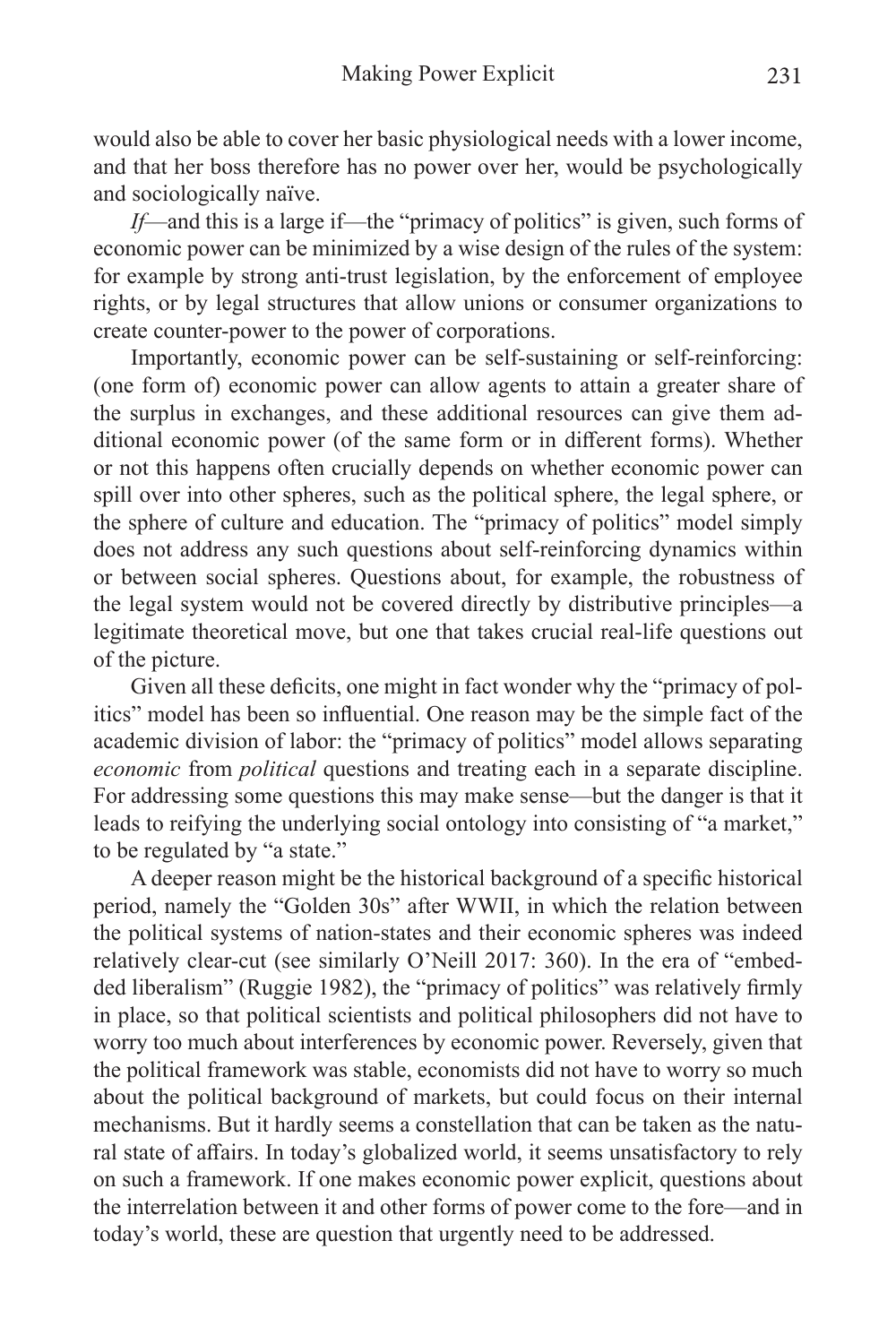would also be able to cover her basic physiological needs with a lower income, and that her boss therefore has no power over her, would be psychologically and sociologically naïve.

*If*—and this is a large if—the "primacy of politics" is given, such forms of economic power can be minimized by a wise design of the rules of the system: for example by strong anti-trust legislation, by the enforcement of employee rights, or by legal structures that allow unions or consumer organizations to create counter-power to the power of corporations.

Importantly, economic power can be self-sustaining or self-reinforcing: (one form of) economic power can allow agents to attain a greater share of the surplus in exchanges, and these additional resources can give them additional economic power (of the same form or in different forms). Whether or not this happens often crucially depends on whether economic power can spill over into other spheres, such as the political sphere, the legal sphere, or the sphere of culture and education. The "primacy of politics" model simply does not address any such questions about self-reinforcing dynamics within or between social spheres. Questions about, for example, the robustness of the legal system would not be covered directly by distributive principles—a legitimate theoretical move, but one that takes crucial real-life questions out of the picture.

Given all these deficits, one might in fact wonder why the "primacy of politics" model has been so influential. One reason may be the simple fact of the academic division of labor: the "primacy of politics" model allows separating *economic* from *political* questions and treating each in a separate discipline. For addressing some questions this may make sense—but the danger is that it leads to reifying the underlying social ontology into consisting of "a market," to be regulated by "a state."

A deeper reason might be the historical background of a specific historical period, namely the "Golden 30s" after WWII, in which the relation between the political systems of nation-states and their economic spheres was indeed relatively clear-cut (see similarly O'Neill 2017: 360). In the era of "embedded liberalism" (Ruggie 1982), the "primacy of politics" was relatively firmly in place, so that political scientists and political philosophers did not have to worry too much about interferences by economic power. Reversely, given that the political framework was stable, economists did not have to worry so much about the political background of markets, but could focus on their internal mechanisms. But it hardly seems a constellation that can be taken as the natural state of affairs. In today's globalized world, it seems unsatisfactory to rely on such a framework. If one makes economic power explicit, questions about the interrelation between it and other forms of power come to the fore—and in today's world, these are question that urgently need to be addressed.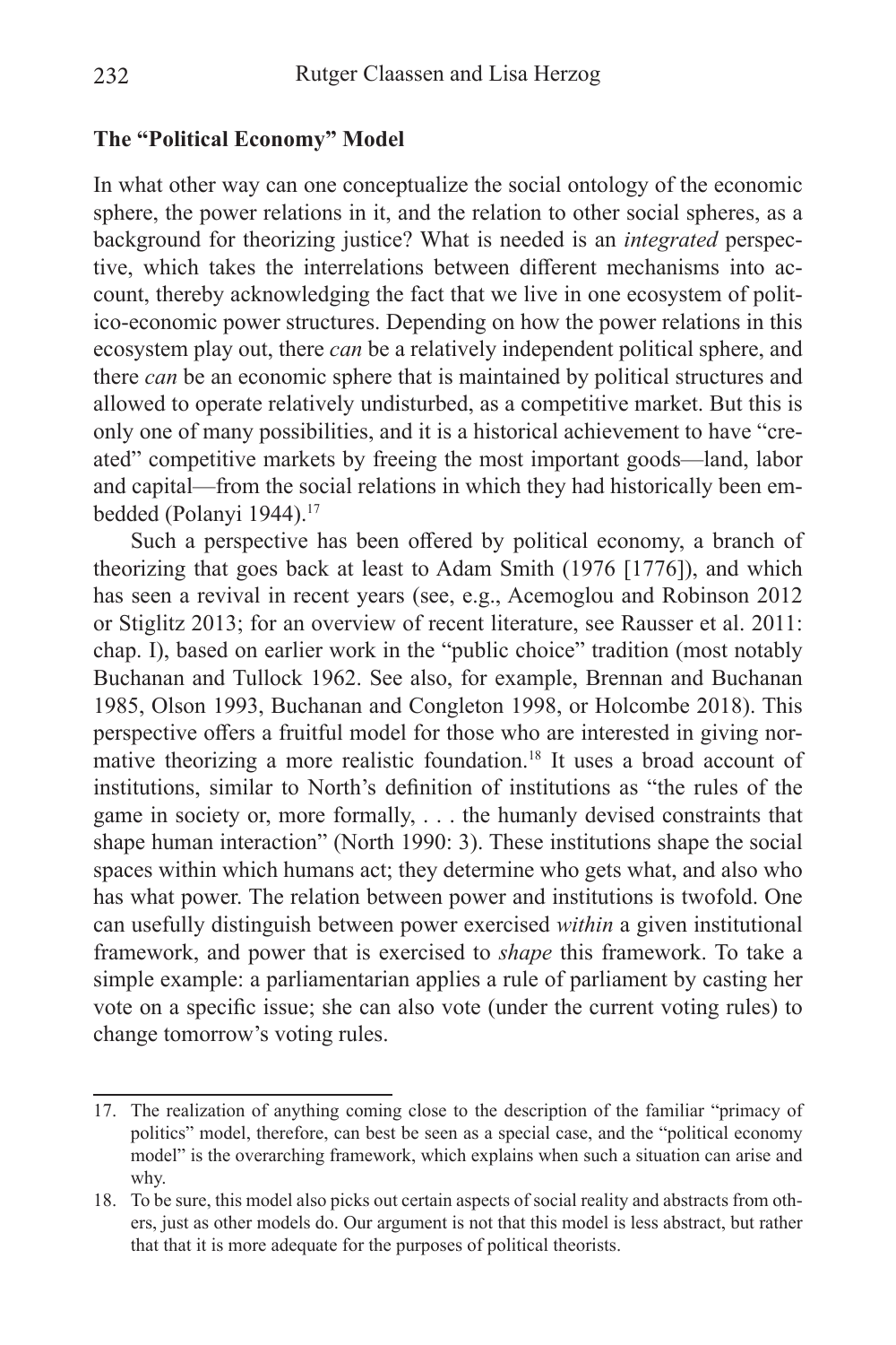### The "Political Economy" Model

In what other way can one conceptualize the social ontology of the economic sphere, the power relations in it, and the relation to other social spheres, as a background for theorizing justice? What is needed is an *integrated* perspective, which takes the interrelations between different mechanisms into account, thereby acknowledging the fact that we live in one ecosystem of politico-economic power structures. Depending on how the power relations in this ecosystem play out, there *can* be a relatively independent political sphere, and there *can* be an economic sphere that is maintained by political structures and allowed to operate relatively undisturbed, as a competitive market. But this is only one of many possibilities, and it is a historical achievement to have "created" competitive markets by freeing the most important goods—land, labor and capital—from the social relations in which they had historically been embedded (Polanyi 1944).[17]

Such a perspective has been offered by political economy, a branch of theorizing that goes back at least to Adam Smith (1976 [1776]), and which has seen a revival in recent years (see, e.g., Acemoglou and Robinson 2012 or Stiglitz 2013; for an overview of recent literature, see Rausser et al. 2011: chap. I), based on earlier work in the "public choice" tradition (most notably Buchanan and Tullock 1962. See also, for example, Brennan and Buchanan 1985, Olson 1993, Buchanan and Congleton 1998, or Holcombe 2018). This perspective offers a fruitful model for those who are interested in giving normative theorizing a more realistic foundation.[18] It uses a broad account of institutions, similar to North's definition of institutions as "the rules of the game in society or, more formally, . . . the humanly devised constraints that shape human interaction" (North 1990: 3). These institutions shape the social spaces within which humans act; they determine who gets what, and also who has what power. The relation between power and institutions is twofold. One can usefully distinguish between power exercised *within* a given institutional framework, and power that is exercised to *shape* this framework. To take a simple example: a parliamentarian applies a rule of parliament by casting her vote on a specific issue; she can also vote (under the current voting rules) to change tomorrow's voting rules.

---

17. The realization of anything coming close to the description of the familiar "primacy of politics" model, therefore, can best be seen as a special case, and the "political economy model" is the overarching framework, which explains when such a situation can arise and why.

18. To be sure, this model also picks out certain aspects of social reality and abstracts from others, just as other models do. Our argument is not that this model is less abstract, but rather that that it is more adequate for the purposes of political theorists.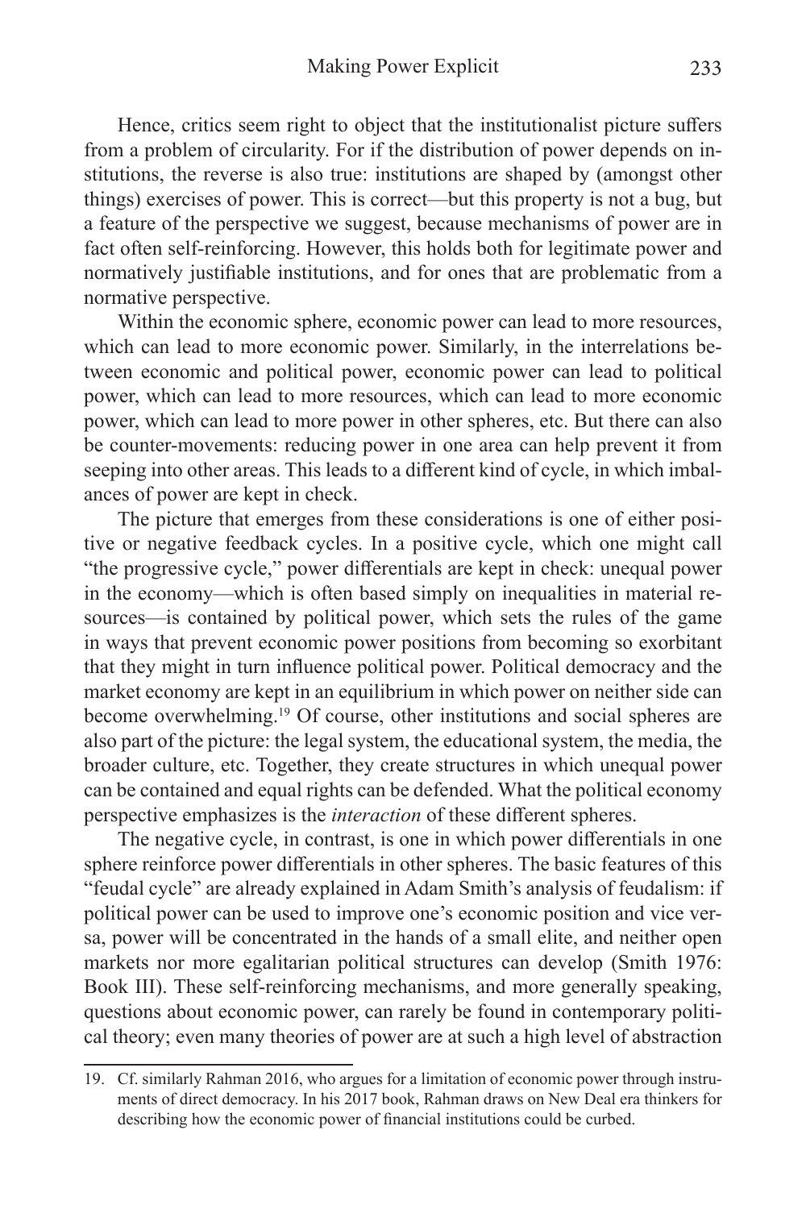Hence, critics seem right to object that the institutionalist picture suffers from a problem of circularity. For if the distribution of power depends on institutions, the reverse is also true: institutions are shaped by (amongst other things) exercises of power. This is correct—but this property is not a bug, but a feature of the perspective we suggest, because mechanisms of power are in fact often self-reinforcing. However, this holds both for legitimate power and normatively justifiable institutions, and for ones that are problematic from a normative perspective.

Within the economic sphere, economic power can lead to more resources, which can lead to more economic power. Similarly, in the interrelations between economic and political power, economic power can lead to political power, which can lead to more resources, which can lead to more economic power, which can lead to more power in other spheres, etc. But there can also be counter-movements: reducing power in one area can help prevent it from seeping into other areas. This leads to a different kind of cycle, in which imbalances of power are kept in check.

The picture that emerges from these considerations is one of either positive or negative feedback cycles. In a positive cycle, which one might call "the progressive cycle," power differentials are kept in check: unequal power in the economy—which is often based simply on inequalities in material resources—is contained by political power, which sets the rules of the game in ways that prevent economic power positions from becoming so exorbitant that they might in turn influence political power. Political democracy and the market economy are kept in an equilibrium in which power on neither side can become overwhelming.[19] Of course, other institutions and social spheres are also part of the picture: the legal system, the educational system, the media, the broader culture, etc. Together, they create structures in which unequal power can be contained and equal rights can be defended. What the political economy perspective emphasizes is the *interaction* of these different spheres.

The negative cycle, in contrast, is one in which power differentials in one sphere reinforce power differentials in other spheres. The basic features of this "feudal cycle" are already explained in Adam Smith's analysis of feudalism: if political power can be used to improve one's economic position and vice versa, power will be concentrated in the hands of a small elite, and neither open markets nor more egalitarian political structures can develop (Smith 1976: Book III). These self-reinforcing mechanisms, and more generally speaking, questions about economic power, can rarely be found in contemporary political theory; even many theories of power are at such a high level of abstraction

19. Cf. similarly Rahman 2016, who argues for a limitation of economic power through instruments of direct democracy. In his 2017 book, Rahman draws on New Deal era thinkers for describing how the economic power of financial institutions could be curbed.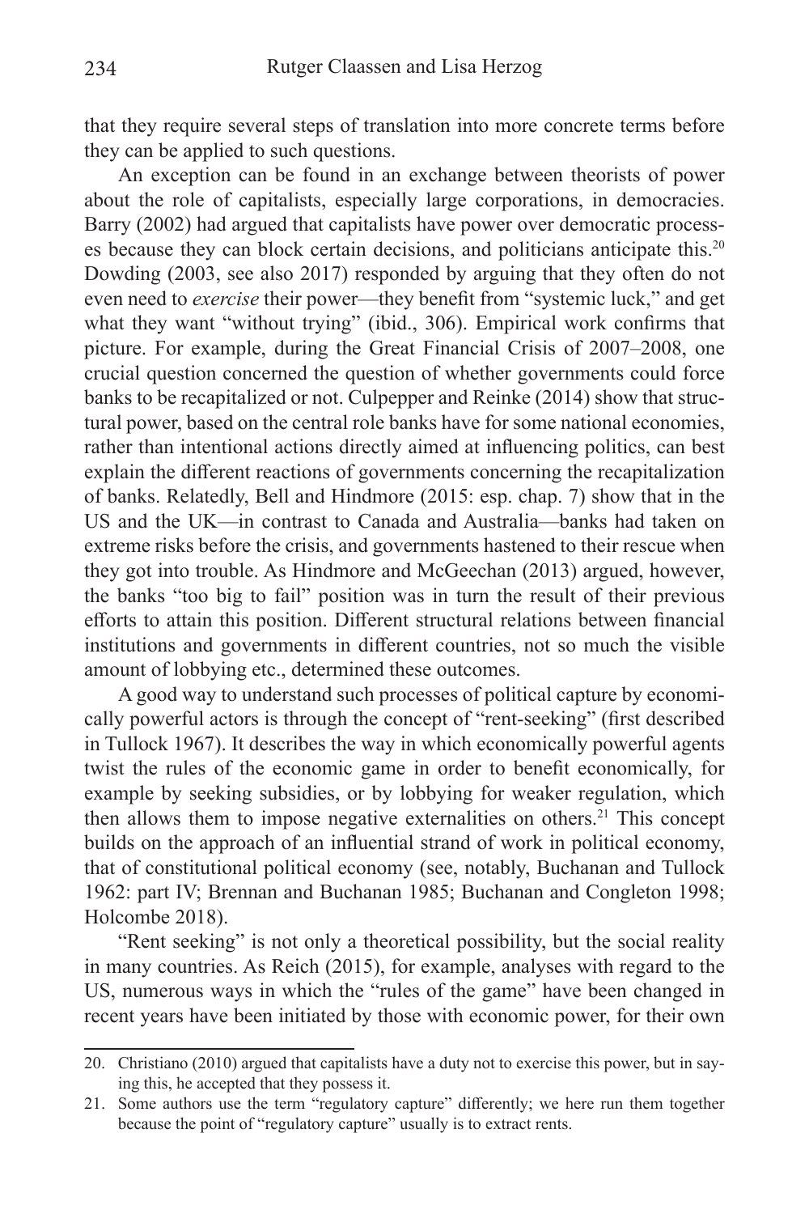that they require several steps of translation into more concrete terms before they can be applied to such questions.

An exception can be found in an exchange between theorists of power about the role of capitalists, especially large corporations, in democracies. Barry (2002) had argued that capitalists have power over democratic processes because they can block certain decisions, and politicians anticipate this.[20] Dowding (2003, see also 2017) responded by arguing that they often do not even need to *exercise* their power—they benefit from "systemic luck," and get what they want "without trying" (ibid., 306). Empirical work confirms that picture. For example, during the Great Financial Crisis of 2007–2008, one crucial question concerned the question of whether governments could force banks to be recapitalized or not. Culpepper and Reinke (2014) show that structural power, based on the central role banks have for some national economies, rather than intentional actions directly aimed at influencing politics, can best explain the different reactions of governments concerning the recapitalization of banks. Relatedly, Bell and Hindmore (2015: esp. chap. 7) show that in the US and the UK—in contrast to Canada and Australia—banks had taken on extreme risks before the crisis, and governments hastened to their rescue when they got into trouble. As Hindmore and McGeechan (2013) argued, however, the banks "too big to fail" position was in turn the result of their previous efforts to attain this position. Different structural relations between financial institutions and governments in different countries, not so much the visible amount of lobbying etc., determined these outcomes.

A good way to understand such processes of political capture by economically powerful actors is through the concept of "rent-seeking" (first described in Tullock 1967). It describes the way in which economically powerful agents twist the rules of the economic game in order to benefit economically, for example by seeking subsidies, or by lobbying for weaker regulation, which then allows them to impose negative externalities on others.[21] This concept builds on the approach of an influential strand of work in political economy, that of constitutional political economy (see, notably, Buchanan and Tullock 1962: part IV; Brennan and Buchanan 1985; Buchanan and Congleton 1998; Holcombe 2018).

"Rent seeking" is not only a theoretical possibility, but the social reality in many countries. As Reich (2015), for example, analyses with regard to the US, numerous ways in which the "rules of the game" have been changed in recent years have been initiated by those with economic power, for their own

---

20. Christiano (2010) argued that capitalists have a duty not to exercise this power, but in saying this, he accepted that they possess it.

21. Some authors use the term "regulatory capture" differently; we here run them together because the point of "regulatory capture" usually is to extract rents.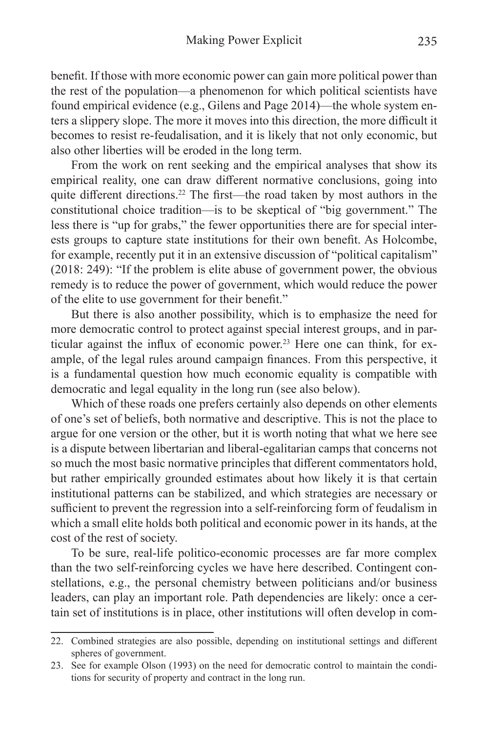benefit. If those with more economic power can gain more political power than the rest of the population—a phenomenon for which political scientists have found empirical evidence (e.g., Gilens and Page 2014)—the whole system enters a slippery slope. The more it moves into this direction, the more difficult it becomes to resist re-feudalisation, and it is likely that not only economic, but also other liberties will be eroded in the long term.

From the work on rent seeking and the empirical analyses that show its empirical reality, one can draw different normative conclusions, going into quite different directions.[22] The first—the road taken by most authors in the constitutional choice tradition—is to be skeptical of "big government." The less there is "up for grabs," the fewer opportunities there are for special interests groups to capture state institutions for their own benefit. As Holcombe, for example, recently put it in an extensive discussion of "political capitalism" (2018: 249): "If the problem is elite abuse of government power, the obvious remedy is to reduce the power of government, which would reduce the power of the elite to use government for their benefit."

But there is also another possibility, which is to emphasize the need for more democratic control to protect against special interest groups, and in particular against the influx of economic power.[23] Here one can think, for example, of the legal rules around campaign finances. From this perspective, it is a fundamental question how much economic equality is compatible with democratic and legal equality in the long run (see also below).

Which of these roads one prefers certainly also depends on other elements of one's set of beliefs, both normative and descriptive. This is not the place to argue for one version or the other, but it is worth noting that what we here see is a dispute between libertarian and liberal-egalitarian camps that concerns not so much the most basic normative principles that different commentators hold, but rather empirically grounded estimates about how likely it is that certain institutional patterns can be stabilized, and which strategies are necessary or sufficient to prevent the regression into a self-reinforcing form of feudalism in which a small elite holds both political and economic power in its hands, at the cost of the rest of society.

To be sure, real-life politico-economic processes are far more complex than the two self-reinforcing cycles we have here described. Contingent constellations, e.g., the personal chemistry between politicians and/or business leaders, can play an important role. Path dependencies are likely: once a certain set of institutions is in place, other institutions will often develop in com-

22. Combined strategies are also possible, depending on institutional settings and different spheres of government.

23. See for example Olson (1993) on the need for democratic control to maintain the conditions for security of property and contract in the long run.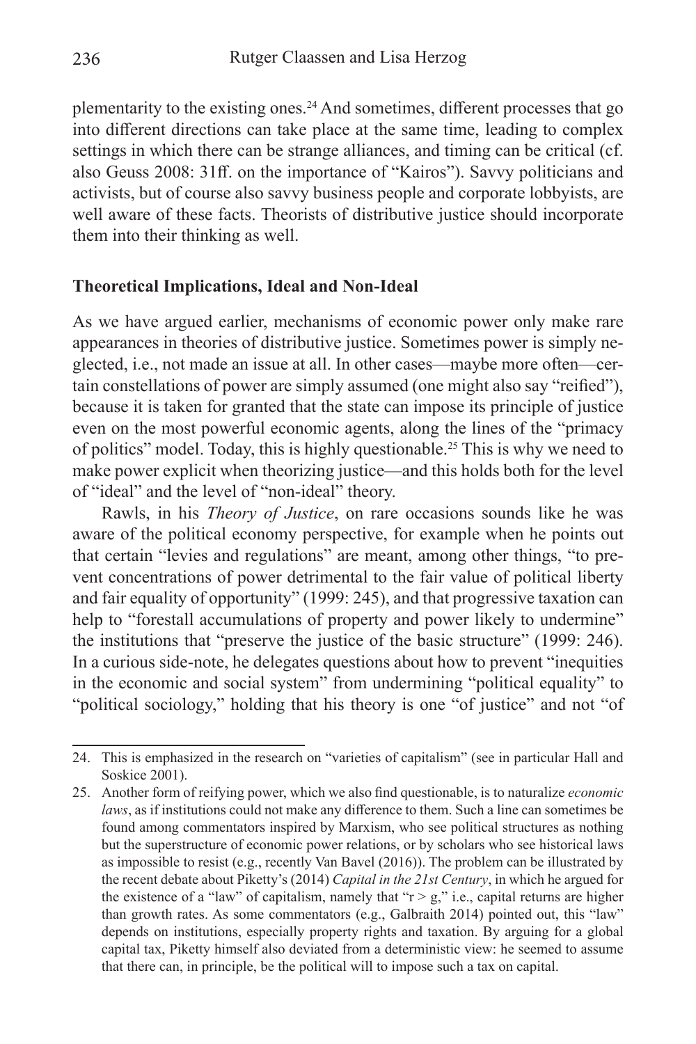plementarity to the existing ones.[24] And sometimes, different processes that go into different directions can take place at the same time, leading to complex settings in which there can be strange alliances, and timing can be critical (cf. also Geuss 2008: 31ff. on the importance of "Kairos"). Savvy politicians and activists, but of course also savvy business people and corporate lobbyists, are well aware of these facts. Theorists of distributive justice should incorporate them into their thinking as well.

**Theoretical Implications, Ideal and Non-Ideal**

As we have argued earlier, mechanisms of economic power only make rare appearances in theories of distributive justice. Sometimes power is simply neglected, i.e., not made an issue at all. In other cases—maybe more often—certain constellations of power are simply assumed (one might also say "reified"), because it is taken for granted that the state can impose its principle of justice even on the most powerful economic agents, along the lines of the "primacy of politics" model. Today, this is highly questionable.[25] This is why we need to make power explicit when theorizing justice—and this holds both for the level of "ideal" and the level of "non-ideal" theory.

Rawls, in his *Theory of Justice*, on rare occasions sounds like he was aware of the political economy perspective, for example when he points out that certain "levies and regulations" are meant, among other things, "to prevent concentrations of power detrimental to the fair value of political liberty and fair equality of opportunity" (1999: 245), and that progressive taxation can help to "forestall accumulations of property and power likely to undermine" the institutions that "preserve the justice of the basic structure" (1999: 246). In a curious side-note, he delegates questions about how to prevent "inequities in the economic and social system" from undermining "political equality" to "political sociology," holding that his theory is one "of justice" and not "of

24. This is emphasized in the research on "varieties of capitalism" (see in particular Hall and Soskice 2001).

25. Another form of reifying power, which we also find questionable, is to naturalize *economic laws*, as if institutions could not make any difference to them. Such a line can sometimes be found among commentators inspired by Marxism, who see political structures as nothing but the superstructure of economic power relations, or by scholars who see historical laws as impossible to resist (e.g., recently Van Bavel (2016)). The problem can be illustrated by the recent debate about Piketty's (2014) *Capital in the 21st Century*, in which he argued for the existence of a "law" of capitalism, namely that "$r > g$," i.e., capital returns are higher than growth rates. As some commentators (e.g., Galbraith 2014) pointed out, this "law" depends on institutions, especially property rights and taxation. By arguing for a global capital tax, Piketty himself also deviated from a deterministic view: he seemed to assume that there can, in principle, be the political will to impose such a tax on capital.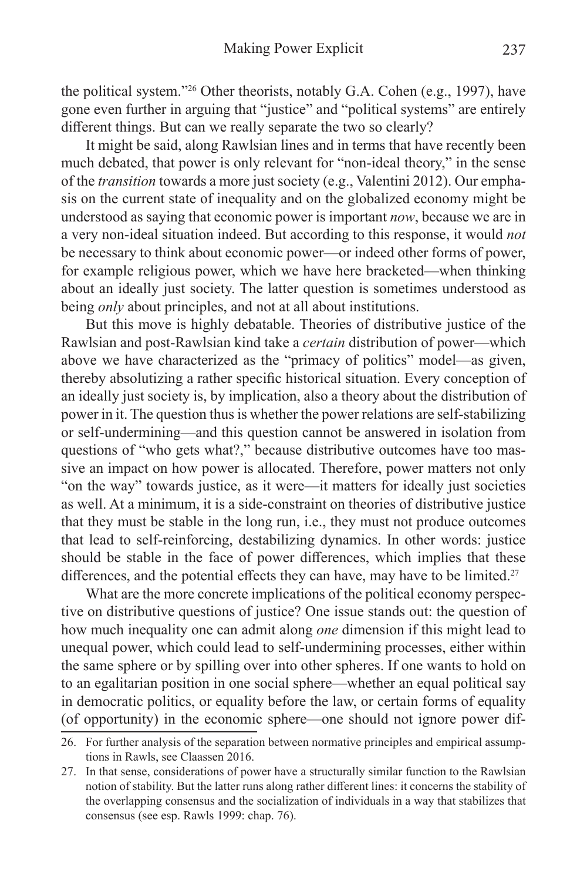the political system."[26] Other theorists, notably G.A. Cohen (e.g., 1997), have gone even further in arguing that "justice" and "political systems" are entirely different things. But can we really separate the two so clearly?

It might be said, along Rawlsian lines and in terms that have recently been much debated, that power is only relevant for "non-ideal theory," in the sense of the *transition* towards a more just society (e.g., Valentini 2012). Our emphasis on the current state of inequality and on the globalized economy might be understood as saying that economic power is important *now*, because we are in a very non-ideal situation indeed. But according to this response, it would *not* be necessary to think about economic power—or indeed other forms of power, for example religious power, which we have here bracketed—when thinking about an ideally just society. The latter question is sometimes understood as being *only* about principles, and not at all about institutions.

But this move is highly debatable. Theories of distributive justice of the Rawlsian and post-Rawlsian kind take a *certain* distribution of power—which above we have characterized as the "primacy of politics" model—as given, thereby absolutizing a rather specific historical situation. Every conception of an ideally just society is, by implication, also a theory about the distribution of power in it. The question thus is whether the power relations are self-stabilizing or self-undermining—and this question cannot be answered in isolation from questions of "who gets what?," because distributive outcomes have too massive an impact on how power is allocated. Therefore, power matters not only "on the way" towards justice, as it were—it matters for ideally just societies as well. At a minimum, it is a side-constraint on theories of distributive justice that they must be stable in the long run, i.e., they must not produce outcomes that lead to self-reinforcing, destabilizing dynamics. In other words: justice should be stable in the face of power differences, which implies that these differences, and the potential effects they can have, may have to be limited.[27]

What are the more concrete implications of the political economy perspective on distributive questions of justice? One issue stands out: the question of how much inequality one can admit along *one* dimension if this might lead to unequal power, which could lead to self-undermining processes, either within the same sphere or by spilling over into other spheres. If one wants to hold on to an egalitarian position in one social sphere—whether an equal political say in democratic politics, or equality before the law, or certain forms of equality (of opportunity) in the economic sphere—one should not ignore power dif-

---

26. For further analysis of the separation between normative principles and empirical assumptions in Rawls, see Claassen 2016.

27. In that sense, considerations of power have a structurally similar function to the Rawlsian notion of stability. But the latter runs along rather different lines: it concerns the stability of the overlapping consensus and the socialization of individuals in a way that stabilizes that consensus (see esp. Rawls 1999: chap. 76).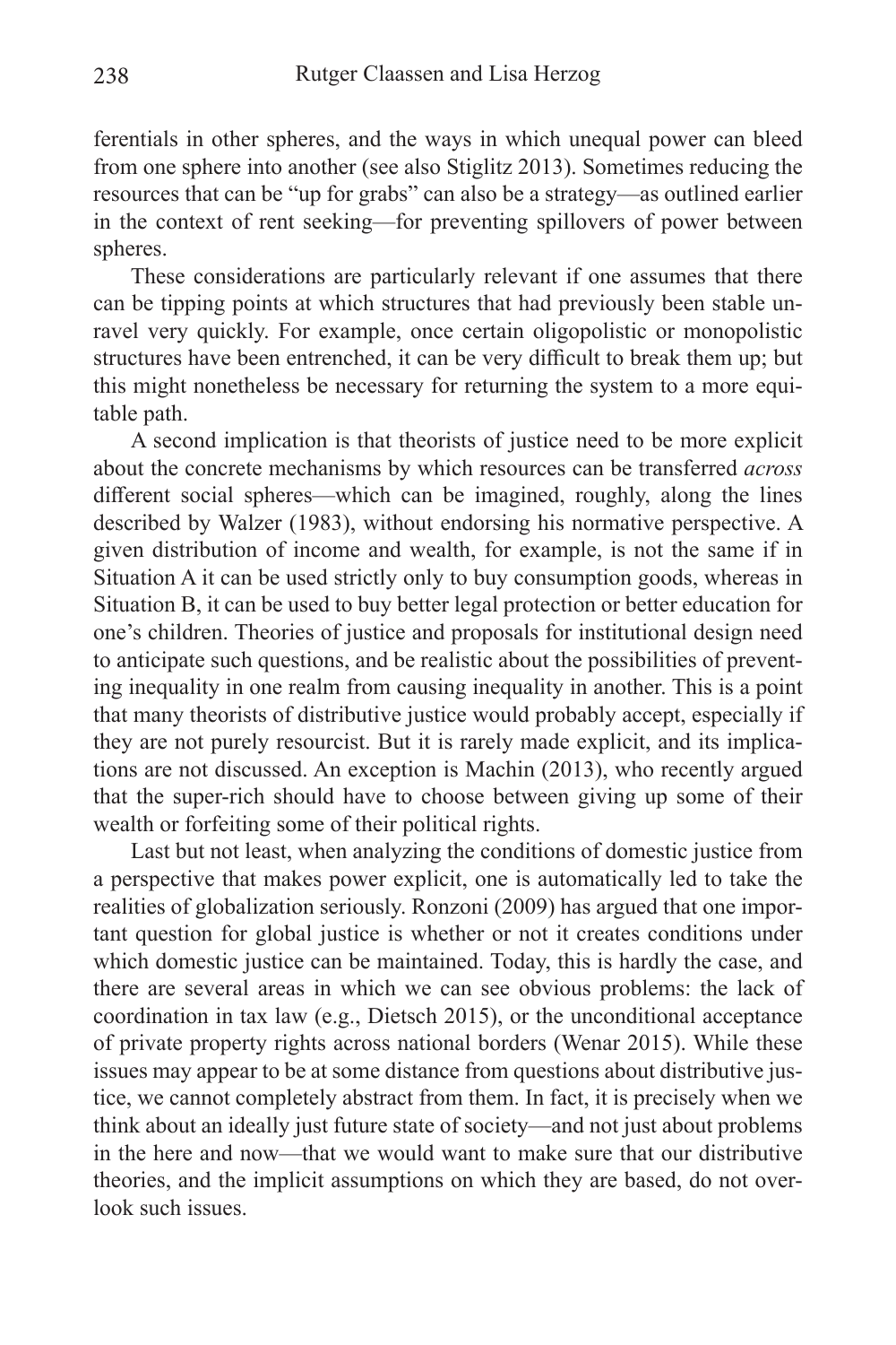ferentials in other spheres, and the ways in which unequal power can bleed from one sphere into another (see also Stiglitz 2013). Sometimes reducing the resources that can be "up for grabs" can also be a strategy—as outlined earlier in the context of rent seeking—for preventing spillovers of power between spheres.

These considerations are particularly relevant if one assumes that there can be tipping points at which structures that had previously been stable unravel very quickly. For example, once certain oligopolistic or monopolistic structures have been entrenched, it can be very difficult to break them up; but this might nonetheless be necessary for returning the system to a more equitable path.

A second implication is that theorists of justice need to be more explicit about the concrete mechanisms by which resources can be transferred *across* different social spheres—which can be imagined, roughly, along the lines described by Walzer (1983), without endorsing his normative perspective. A given distribution of income and wealth, for example, is not the same if in Situation A it can be used strictly only to buy consumption goods, whereas in Situation B, it can be used to buy better legal protection or better education for one's children. Theories of justice and proposals for institutional design need to anticipate such questions, and be realistic about the possibilities of preventing inequality in one realm from causing inequality in another. This is a point that many theorists of distributive justice would probably accept, especially if they are not purely resourcist. But it is rarely made explicit, and its implications are not discussed. An exception is Machin (2013), who recently argued that the super-rich should have to choose between giving up some of their wealth or forfeiting some of their political rights.

Last but not least, when analyzing the conditions of domestic justice from a perspective that makes power explicit, one is automatically led to take the realities of globalization seriously. Ronzoni (2009) has argued that one important question for global justice is whether or not it creates conditions under which domestic justice can be maintained. Today, this is hardly the case, and there are several areas in which we can see obvious problems: the lack of coordination in tax law (e.g., Dietsch 2015), or the unconditional acceptance of private property rights across national borders (Wenar 2015). While these issues may appear to be at some distance from questions about distributive justice, we cannot completely abstract from them. In fact, it is precisely when we think about an ideally just future state of society—and not just about problems in the here and now—that we would want to make sure that our distributive theories, and the implicit assumptions on which they are based, do not overlook such issues.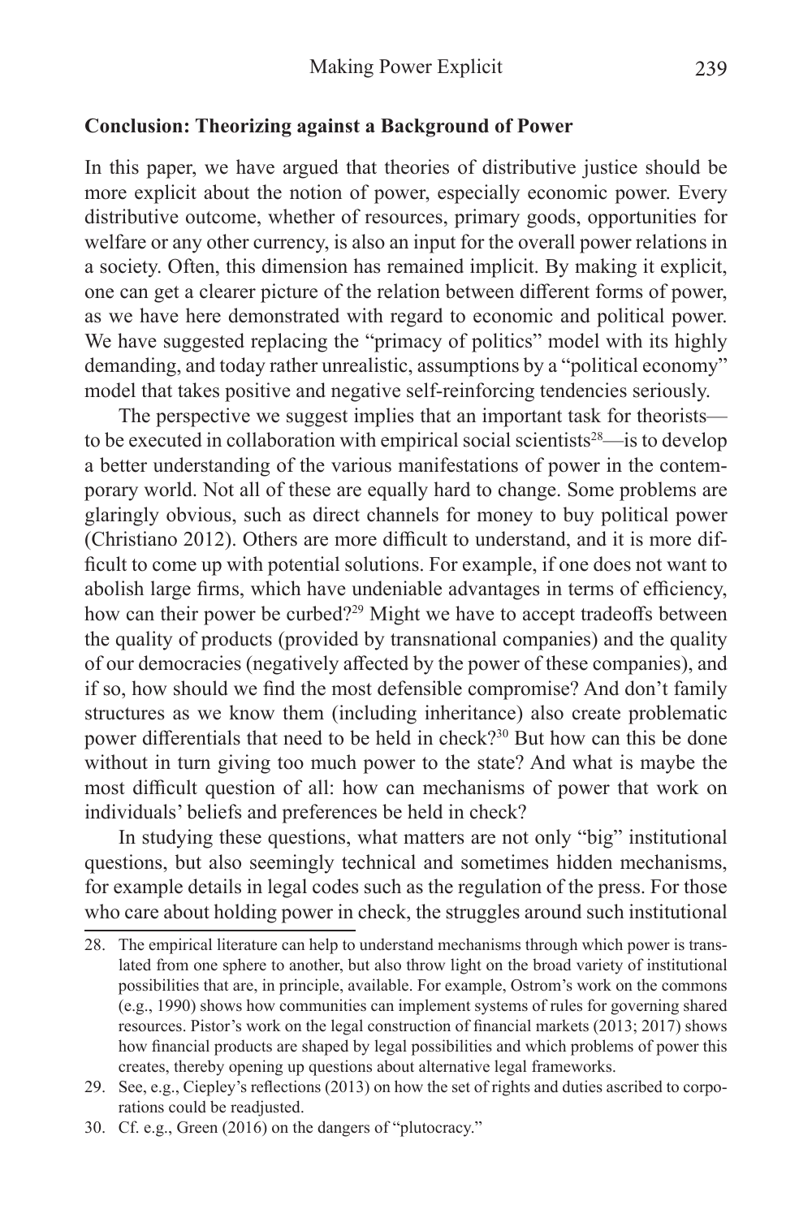## Conclusion: Theorizing against a Background of Power

In this paper, we have argued that theories of distributive justice should be more explicit about the notion of power, especially economic power. Every distributive outcome, whether of resources, primary goods, opportunities for welfare or any other currency, is also an input for the overall power relations in a society. Often, this dimension has remained implicit. By making it explicit, one can get a clearer picture of the relation between different forms of power, as we have here demonstrated with regard to economic and political power. We have suggested replacing the "primacy of politics" model with its highly demanding, and today rather unrealistic, assumptions by a "political economy" model that takes positive and negative self-reinforcing tendencies seriously.

The perspective we suggest implies that an important task for theorists—to be executed in collaboration with empirical social scientists[28]—is to develop a better understanding of the various manifestations of power in the contemporary world. Not all of these are equally hard to change. Some problems are glaringly obvious, such as direct channels for money to buy political power (Christiano 2012). Others are more difficult to understand, and it is more difficult to come up with potential solutions. For example, if one does not want to abolish large firms, which have undeniable advantages in terms of efficiency, how can their power be curbed?[29] Might we have to accept tradeoffs between the quality of products (provided by transnational companies) and the quality of our democracies (negatively affected by the power of these companies), and if so, how should we find the most defensible compromise? And don't family structures as we know them (including inheritance) also create problematic power differentials that need to be held in check?[30] But how can this be done without in turn giving too much power to the state? And what is maybe the most difficult question of all: how can mechanisms of power that work on individuals' beliefs and preferences be held in check?

In studying these questions, what matters are not only "big" institutional questions, but also seemingly technical and sometimes hidden mechanisms, for example details in legal codes such as the regulation of the press. For those who care about holding power in check, the struggles around such institutional

---

28. The empirical literature can help to understand mechanisms through which power is translated from one sphere to another, but also throw light on the broad variety of institutional possibilities that are, in principle, available. For example, Ostrom's work on the commons (e.g., 1990) shows how communities can implement systems of rules for governing shared resources. Pistor's work on the legal construction of financial markets (2013; 2017) shows how financial products are shaped by legal possibilities and which problems of power this creates, thereby opening up questions about alternative legal frameworks.

29. See, e.g., Ciepley's reflections (2013) on how the set of rights and duties ascribed to corporations could be readjusted.

30. Cf. e.g., Green (2016) on the dangers of "plutocracy."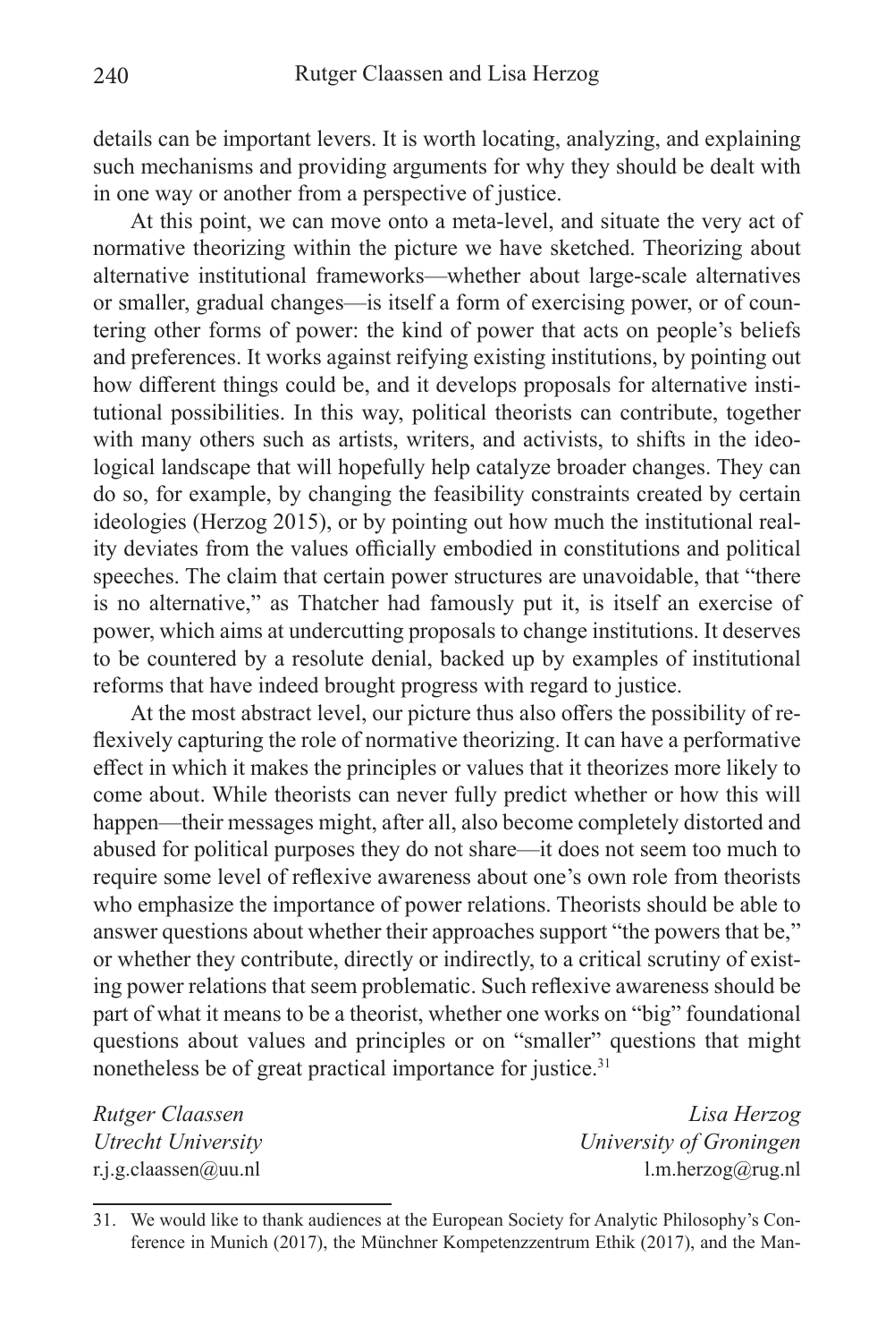details can be important levers. It is worth locating, analyzing, and explaining such mechanisms and providing arguments for why they should be dealt with in one way or another from a perspective of justice.

At this point, we can move onto a meta-level, and situate the very act of normative theorizing within the picture we have sketched. Theorizing about alternative institutional frameworks—whether about large-scale alternatives or smaller, gradual changes—is itself a form of exercising power, or of countering other forms of power: the kind of power that acts on people's beliefs and preferences. It works against reifying existing institutions, by pointing out how different things could be, and it develops proposals for alternative institutional possibilities. In this way, political theorists can contribute, together with many others such as artists, writers, and activists, to shifts in the ideological landscape that will hopefully help catalyze broader changes. They can do so, for example, by changing the feasibility constraints created by certain ideologies (Herzog 2015), or by pointing out how much the institutional reality deviates from the values officially embodied in constitutions and political speeches. The claim that certain power structures are unavoidable, that "there is no alternative," as Thatcher had famously put it, is itself an exercise of power, which aims at undercutting proposals to change institutions. It deserves to be countered by a resolute denial, backed up by examples of institutional reforms that have indeed brought progress with regard to justice.

At the most abstract level, our picture thus also offers the possibility of reflexively capturing the role of normative theorizing. It can have a performative effect in which it makes the principles or values that it theorizes more likely to come about. While theorists can never fully predict whether or how this will happen—their messages might, after all, also become completely distorted and abused for political purposes they do not share—it does not seem too much to require some level of reflexive awareness about one's own role from theorists who emphasize the importance of power relations. Theorists should be able to answer questions about whether their approaches support "the powers that be," or whether they contribute, directly or indirectly, to a critical scrutiny of existing power relations that seem problematic. Such reflexive awareness should be part of what it means to be a theorist, whether one works on "big" foundational questions about values and principles or on "smaller" questions that might nonetheless be of great practical importance for justice.[31]

*Rutger Claassen*
*Utrecht University*
r.j.g.claassen@uu.nl

*Lisa Herzog*
*University of Groningen*
l.m.herzog@rug.nl

---

31. We would like to thank audiences at the European Society for Analytic Philosophy's Conference in Munich (2017), the Münchner Kompetenzzentrum Ethik (2017), and the Man-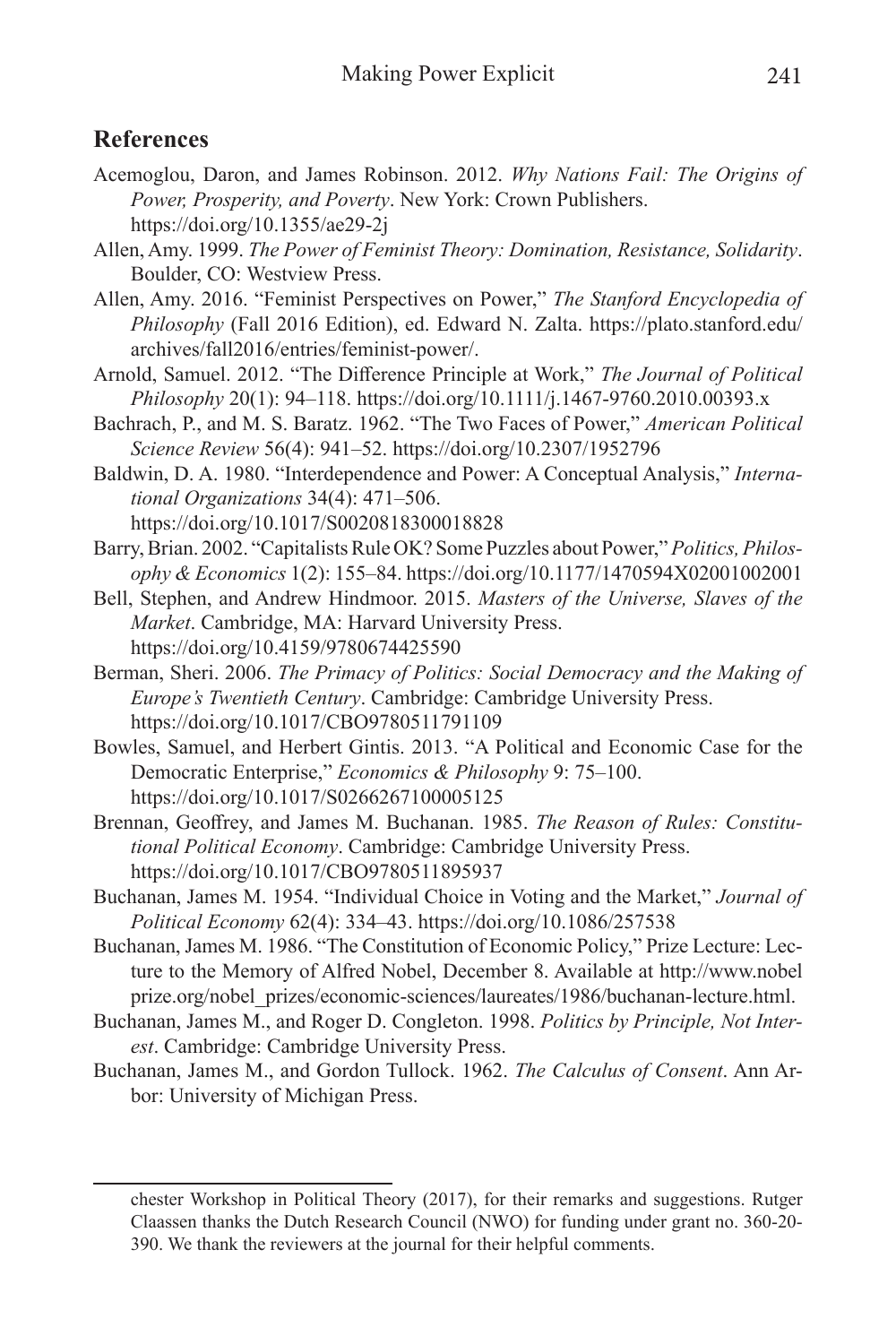## References

Acemoglou, Daron, and James Robinson. 2012. *Why Nations Fail: The Origins of Power, Prosperity, and Poverty*. New York: Crown Publishers. https://doi.org/10.1355/ae29-2j

Allen, Amy. 1999. *The Power of Feminist Theory: Domination, Resistance, Solidarity*. Boulder, CO: Westview Press.

Allen, Amy. 2016. "Feminist Perspectives on Power," *The Stanford Encyclopedia of Philosophy* (Fall 2016 Edition), ed. Edward N. Zalta. https://plato.stanford.edu/archives/fall2016/entries/feminist-power/.

Arnold, Samuel. 2012. "The Difference Principle at Work," *The Journal of Political Philosophy* 20(1): 94–118. https://doi.org/10.1111/j.1467-9760.2010.00393.x

Bachrach, P., and M. S. Baratz. 1962. "The Two Faces of Power," *American Political Science Review* 56(4): 941–52. https://doi.org/10.2307/1952796

Baldwin, D. A. 1980. "Interdependence and Power: A Conceptual Analysis," *International Organizations* 34(4): 471–506. https://doi.org/10.1017/S0020818300018828

Barry, Brian. 2002. "Capitalists Rule OK? Some Puzzles about Power," *Politics, Philosophy & Economics* 1(2): 155–84. https://doi.org/10.1177/1470594X02001002001

Bell, Stephen, and Andrew Hindmoor. 2015. *Masters of the Universe, Slaves of the Market*. Cambridge, MA: Harvard University Press. https://doi.org/10.4159/9780674425590

Berman, Sheri. 2006. *The Primacy of Politics: Social Democracy and the Making of Europe's Twentieth Century*. Cambridge: Cambridge University Press. https://doi.org/10.1017/CBO9780511791109

Bowles, Samuel, and Herbert Gintis. 2013. "A Political and Economic Case for the Democratic Enterprise," *Economics & Philosophy* 9: 75–100. https://doi.org/10.1017/S0266267100005125

Brennan, Geoffrey, and James M. Buchanan. 1985. *The Reason of Rules: Constitutional Political Economy*. Cambridge: Cambridge University Press. https://doi.org/10.1017/CBO9780511895937

Buchanan, James M. 1954. "Individual Choice in Voting and the Market," *Journal of Political Economy* 62(4): 334–43. https://doi.org/10.1086/257538

Buchanan, James M. 1986. "The Constitution of Economic Policy," Prize Lecture: Lecture to the Memory of Alfred Nobel, December 8. Available at http://www.nobelprize.org/nobel_prizes/economic-sciences/laureates/1986/buchanan-lecture.html.

Buchanan, James M., and Roger D. Congleton. 1998. *Politics by Principle, Not Interest*. Cambridge: Cambridge University Press.

Buchanan, James M., and Gordon Tullock. 1962. *The Calculus of Consent*. Ann Arbor: University of Michigan Press.

---

chester Workshop in Political Theory (2017), for their remarks and suggestions. Rutger Claassen thanks the Dutch Research Council (NWO) for funding under grant no. 360-20-390. We thank the reviewers at the journal for their helpful comments.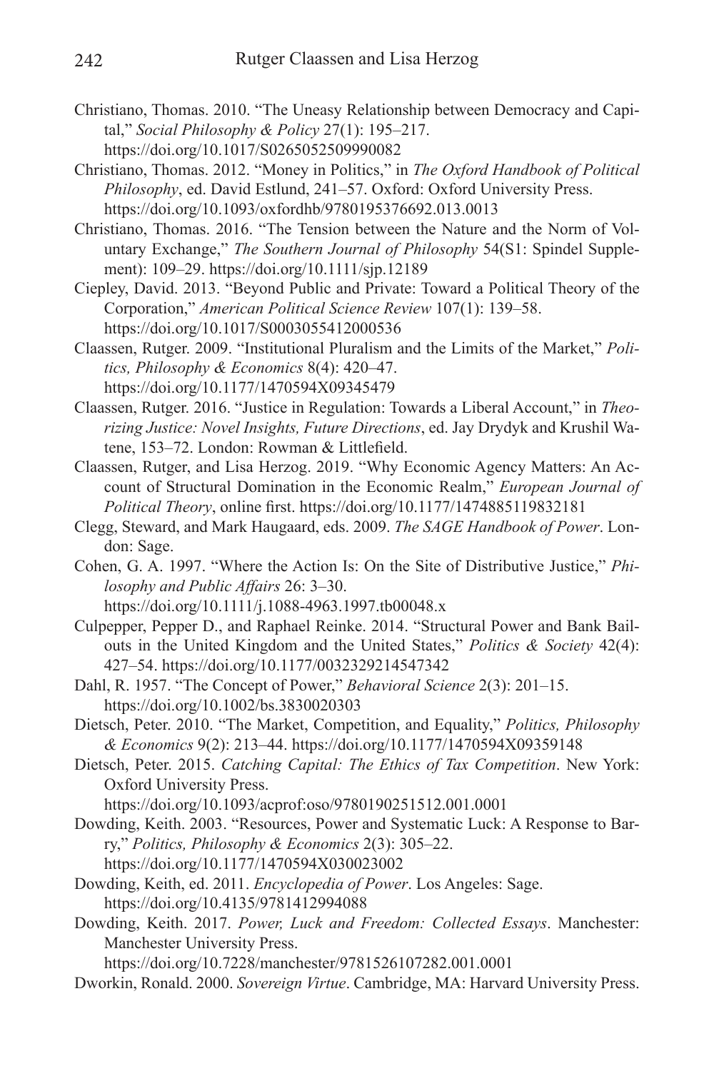Christiano, Thomas. 2010. "The Uneasy Relationship between Democracy and Capital," *Social Philosophy & Policy* 27(1): 195–217. https://doi.org/10.1017/S0265052509990082

Christiano, Thomas. 2012. "Money in Politics," in *The Oxford Handbook of Political Philosophy*, ed. David Estlund, 241–57. Oxford: Oxford University Press. https://doi.org/10.1093/oxfordhb/9780195376692.013.0013

Christiano, Thomas. 2016. "The Tension between the Nature and the Norm of Voluntary Exchange," *The Southern Journal of Philosophy* 54(S1: Spindel Supplement): 109–29. https://doi.org/10.1111/sjp.12189

Ciepley, David. 2013. "Beyond Public and Private: Toward a Political Theory of the Corporation," *American Political Science Review* 107(1): 139–58. https://doi.org/10.1017/S0003055412000536

Claassen, Rutger. 2009. "Institutional Pluralism and the Limits of the Market," *Politics, Philosophy & Economics* 8(4): 420–47. https://doi.org/10.1177/1470594X09345479

Claassen, Rutger. 2016. "Justice in Regulation: Towards a Liberal Account," in *Theorizing Justice: Novel Insights, Future Directions*, ed. Jay Drydyk and Krushil Watene, 153–72. London: Rowman & Littlefield.

Claassen, Rutger, and Lisa Herzog. 2019. "Why Economic Agency Matters: An Account of Structural Domination in the Economic Realm," *European Journal of Political Theory*, online first. https://doi.org/10.1177/1474885119832181

Clegg, Steward, and Mark Haugaard, eds. 2009. *The SAGE Handbook of Power*. London: Sage.

Cohen, G. A. 1997. "Where the Action Is: On the Site of Distributive Justice," *Philosophy and Public Affairs* 26: 3–30. https://doi.org/10.1111/j.1088-4963.1997.tb00048.x

Culpepper, Pepper D., and Raphael Reinke. 2014. "Structural Power and Bank Bailouts in the United Kingdom and the United States," *Politics & Society* 42(4): 427–54. https://doi.org/10.1177/0032329214547342

Dahl, R. 1957. "The Concept of Power," *Behavioral Science* 2(3): 201–15. https://doi.org/10.1002/bs.3830020303

Dietsch, Peter. 2010. "The Market, Competition, and Equality," *Politics, Philosophy & Economics* 9(2): 213–44. https://doi.org/10.1177/1470594X09359148

Dietsch, Peter. 2015. *Catching Capital: The Ethics of Tax Competition*. New York: Oxford University Press. https://doi.org/10.1093/acprof:oso/9780190251512.001.0001

Dowding, Keith. 2003. "Resources, Power and Systematic Luck: A Response to Barry," *Politics, Philosophy & Economics* 2(3): 305–22. https://doi.org/10.1177/1470594X030023002

Dowding, Keith, ed. 2011. *Encyclopedia of Power*. Los Angeles: Sage. https://doi.org/10.4135/9781412994088

Dowding, Keith. 2017. *Power, Luck and Freedom: Collected Essays*. Manchester: Manchester University Press. https://doi.org/10.7228/manchester/9781526107282.001.0001

Dworkin, Ronald. 2000. *Sovereign Virtue*. Cambridge, MA: Harvard University Press.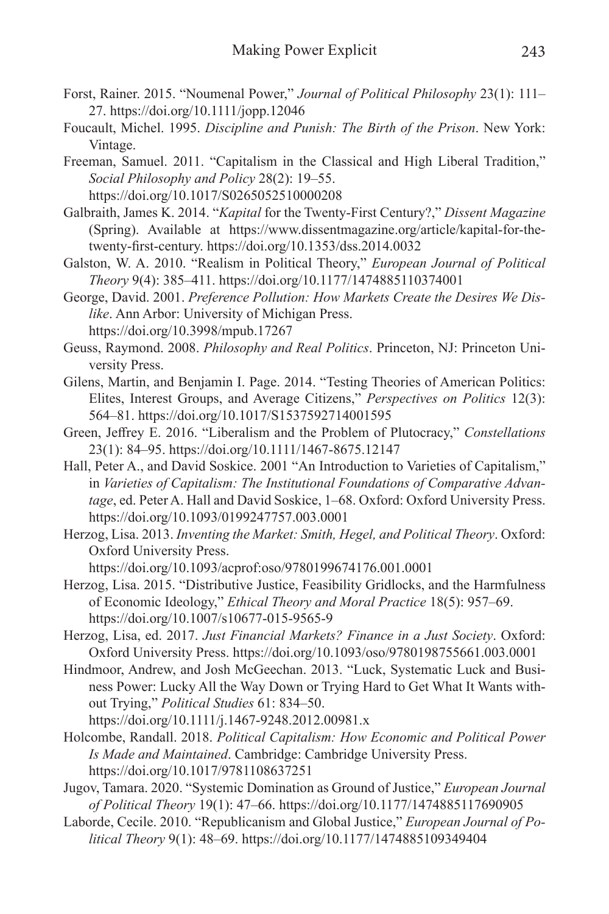Forst, Rainer. 2015. "Noumenal Power," *Journal of Political Philosophy* 23(1): 111–27. https://doi.org/10.1111/jopp.12046

Foucault, Michel. 1995. *Discipline and Punish: The Birth of the Prison*. New York: Vintage.

Freeman, Samuel. 2011. "Capitalism in the Classical and High Liberal Tradition," *Social Philosophy and Policy* 28(2): 19–55. https://doi.org/10.1017/S0265052510000208

Galbraith, James K. 2014. "*Kapital* for the Twenty-First Century?," *Dissent Magazine* (Spring). Available at https://www.dissentmagazine.org/article/kapital-for-the-twenty-first-century. https://doi.org/10.1353/dss.2014.0032

Galston, W. A. 2010. "Realism in Political Theory," *European Journal of Political Theory* 9(4): 385–411. https://doi.org/10.1177/1474885110374001

George, David. 2001. *Preference Pollution: How Markets Create the Desires We Dislike*. Ann Arbor: University of Michigan Press. https://doi.org/10.3998/mpub.17267

Geuss, Raymond. 2008. *Philosophy and Real Politics*. Princeton, NJ: Princeton University Press.

Gilens, Martin, and Benjamin I. Page. 2014. "Testing Theories of American Politics: Elites, Interest Groups, and Average Citizens," *Perspectives on Politics* 12(3): 564–81. https://doi.org/10.1017/S1537592714001595

Green, Jeffrey E. 2016. "Liberalism and the Problem of Plutocracy," *Constellations* 23(1): 84–95. https://doi.org/10.1111/1467-8675.12147

Hall, Peter A., and David Soskice. 2001 "An Introduction to Varieties of Capitalism," in *Varieties of Capitalism: The Institutional Foundations of Comparative Advantage*, ed. Peter A. Hall and David Soskice, 1–68. Oxford: Oxford University Press. https://doi.org/10.1093/0199247757.003.0001

Herzog, Lisa. 2013. *Inventing the Market: Smith, Hegel, and Political Theory*. Oxford: Oxford University Press. https://doi.org/10.1093/acprof:oso/9780199674176.001.0001

Herzog, Lisa. 2015. "Distributive Justice, Feasibility Gridlocks, and the Harmfulness of Economic Ideology," *Ethical Theory and Moral Practice* 18(5): 957–69. https://doi.org/10.1007/s10677-015-9565-9

Herzog, Lisa, ed. 2017. *Just Financial Markets? Finance in a Just Society*. Oxford: Oxford University Press. https://doi.org/10.1093/oso/9780198755661.003.0001

Hindmoor, Andrew, and Josh McGeechan. 2013. "Luck, Systematic Luck and Business Power: Lucky All the Way Down or Trying Hard to Get What It Wants without Trying," *Political Studies* 61: 834–50. https://doi.org/10.1111/j.1467-9248.2012.00981.x

Holcombe, Randall. 2018. *Political Capitalism: How Economic and Political Power Is Made and Maintained*. Cambridge: Cambridge University Press. https://doi.org/10.1017/9781108637251

Jugov, Tamara. 2020. "Systemic Domination as Ground of Justice," *European Journal of Political Theory* 19(1): 47–66. https://doi.org/10.1177/1474885117690905

Laborde, Cecile. 2010. "Republicanism and Global Justice," *European Journal of Political Theory* 9(1): 48–69. https://doi.org/10.1177/1474885109349404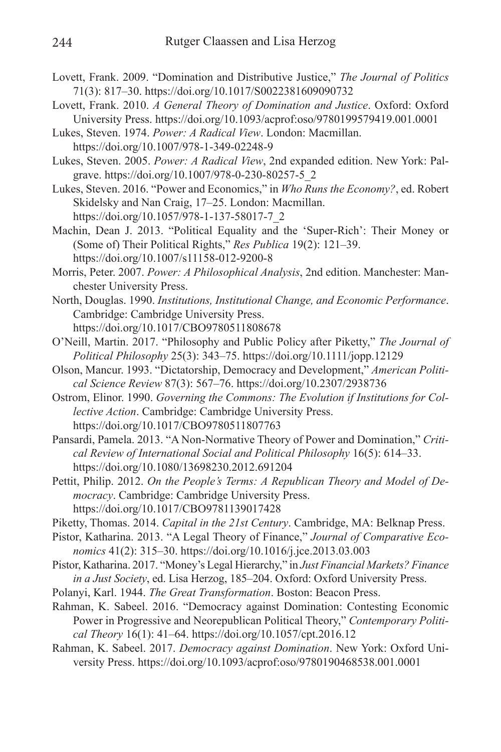Lovett, Frank. 2009. "Domination and Distributive Justice," *The Journal of Politics* 71(3): 817–30. https://doi.org/10.1017/S0022381609090732

Lovett, Frank. 2010. *A General Theory of Domination and Justice*. Oxford: Oxford University Press. https://doi.org/10.1093/acprof:oso/9780199579419.001.0001

Lukes, Steven. 1974. *Power: A Radical View*. London: Macmillan. https://doi.org/10.1007/978-1-349-02248-9

Lukes, Steven. 2005. *Power: A Radical View*, 2nd expanded edition. New York: Palgrave. https://doi.org/10.1007/978-0-230-80257-5_2

Lukes, Steven. 2016. "Power and Economics," in *Who Runs the Economy?*, ed. Robert Skidelsky and Nan Craig, 17–25. London: Macmillan. https://doi.org/10.1057/978-1-137-58017-7_2

Machin, Dean J. 2013. "Political Equality and the 'Super-Rich': Their Money or (Some of) Their Political Rights," *Res Publica* 19(2): 121–39. https://doi.org/10.1007/s11158-012-9200-8

Morris, Peter. 2007. *Power: A Philosophical Analysis*, 2nd edition. Manchester: Manchester University Press.

North, Douglas. 1990. *Institutions, Institutional Change, and Economic Performance*. Cambridge: Cambridge University Press. https://doi.org/10.1017/CBO9780511808678

O'Neill, Martin. 2017. "Philosophy and Public Policy after Piketty," *The Journal of Political Philosophy* 25(3): 343–75. https://doi.org/10.1111/jopp.12129

Olson, Mancur. 1993. "Dictatorship, Democracy and Development," *American Political Science Review* 87(3): 567–76. https://doi.org/10.2307/2938736

Ostrom, Elinor. 1990. *Governing the Commons: The Evolution if Institutions for Collective Action*. Cambridge: Cambridge University Press. https://doi.org/10.1017/CBO9780511807763

Pansardi, Pamela. 2013. "A Non-Normative Theory of Power and Domination," *Critical Review of International Social and Political Philosophy* 16(5): 614–33. https://doi.org/10.1080/13698230.2012.691204

Pettit, Philip. 2012. *On the People's Terms: A Republican Theory and Model of Democracy*. Cambridge: Cambridge University Press. https://doi.org/10.1017/CBO9781139017428

Piketty, Thomas. 2014. *Capital in the 21st Century*. Cambridge, MA: Belknap Press.

Pistor, Katharina. 2013. "A Legal Theory of Finance," *Journal of Comparative Economics* 41(2): 315–30. https://doi.org/10.1016/j.jce.2013.03.003

Pistor, Katharina. 2017. "Money's Legal Hierarchy," in *Just Financial Markets? Finance in a Just Society*, ed. Lisa Herzog, 185–204. Oxford: Oxford University Press.

Polanyi, Karl. 1944. *The Great Transformation*. Boston: Beacon Press.

Rahman, K. Sabeel. 2016. "Democracy against Domination: Contesting Economic Power in Progressive and Neorepublican Political Theory," *Contemporary Political Theory* 16(1): 41–64. https://doi.org/10.1057/cpt.2016.12

Rahman, K. Sabeel. 2017. *Democracy against Domination*. New York: Oxford University Press. https://doi.org/10.1093/acprof:oso/9780190468538.001.0001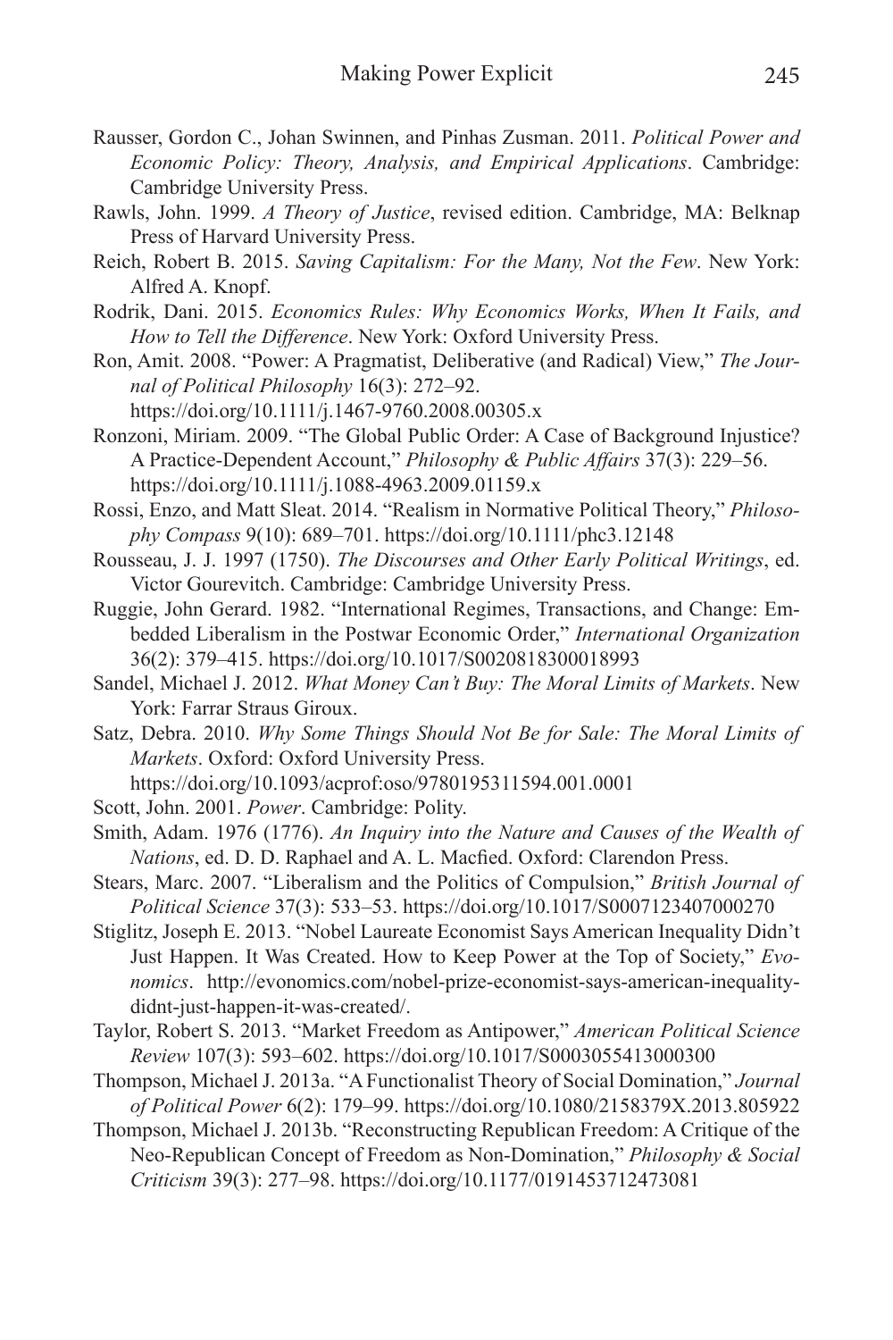Rausser, Gordon C., Johan Swinnen, and Pinhas Zusman. 2011. *Political Power and Economic Policy: Theory, Analysis, and Empirical Applications*. Cambridge: Cambridge University Press.

Rawls, John. 1999. *A Theory of Justice*, revised edition. Cambridge, MA: Belknap Press of Harvard University Press.

Reich, Robert B. 2015. *Saving Capitalism: For the Many, Not the Few*. New York: Alfred A. Knopf.

Rodrik, Dani. 2015. *Economics Rules: Why Economics Works, When It Fails, and How to Tell the Difference*. New York: Oxford University Press.

Ron, Amit. 2008. "Power: A Pragmatist, Deliberative (and Radical) View," *The Journal of Political Philosophy* 16(3): 272–92. https://doi.org/10.1111/j.1467-9760.2008.00305.x

Ronzoni, Miriam. 2009. "The Global Public Order: A Case of Background Injustice? A Practice-Dependent Account," *Philosophy & Public Affairs* 37(3): 229–56. https://doi.org/10.1111/j.1088-4963.2009.01159.x

Rossi, Enzo, and Matt Sleat. 2014. "Realism in Normative Political Theory," *Philosophy Compass* 9(10): 689–701. https://doi.org/10.1111/phc3.12148

Rousseau, J. J. 1997 (1750). *The Discourses and Other Early Political Writings*, ed. Victor Gourevitch. Cambridge: Cambridge University Press.

Ruggie, John Gerard. 1982. "International Regimes, Transactions, and Change: Embedded Liberalism in the Postwar Economic Order," *International Organization* 36(2): 379–415. https://doi.org/10.1017/S0020818300018993

Sandel, Michael J. 2012. *What Money Can't Buy: The Moral Limits of Markets*. New York: Farrar Straus Giroux.

Satz, Debra. 2010. *Why Some Things Should Not Be for Sale: The Moral Limits of Markets*. Oxford: Oxford University Press. https://doi.org/10.1093/acprof:oso/9780195311594.001.0001

Scott, John. 2001. *Power*. Cambridge: Polity.

Smith, Adam. 1976 (1776). *An Inquiry into the Nature and Causes of the Wealth of Nations*, ed. D. D. Raphael and A. L. Macfied. Oxford: Clarendon Press.

Stears, Marc. 2007. "Liberalism and the Politics of Compulsion," *British Journal of Political Science* 37(3): 533–53. https://doi.org/10.1017/S0007123407000270

Stiglitz, Joseph E. 2013. "Nobel Laureate Economist Says American Inequality Didn't Just Happen. It Was Created. How to Keep Power at the Top of Society," *Evonomics*. http://evonomics.com/nobel-prize-economist-says-american-inequality-didnt-just-happen-it-was-created/.

Taylor, Robert S. 2013. "Market Freedom as Antipower," *American Political Science Review* 107(3): 593–602. https://doi.org/10.1017/S0003055413000300

Thompson, Michael J. 2013a. "A Functionalist Theory of Social Domination," *Journal of Political Power* 6(2): 179–99. https://doi.org/10.1080/2158379X.2013.805922

Thompson, Michael J. 2013b. "Reconstructing Republican Freedom: A Critique of the Neo-Republican Concept of Freedom as Non-Domination," *Philosophy & Social Criticism* 39(3): 277–98. https://doi.org/10.1177/0191453712473081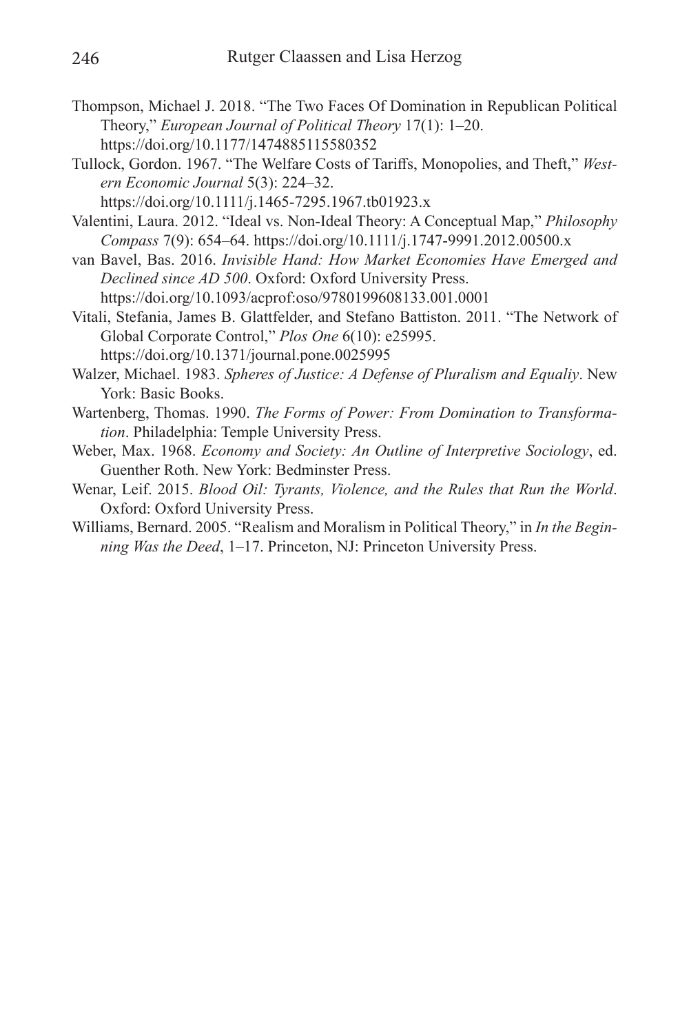Thompson, Michael J. 2018. "The Two Faces Of Domination in Republican Political Theory," *European Journal of Political Theory* 17(1): 1–20. https://doi.org/10.1177/1474885115580352

Tullock, Gordon. 1967. "The Welfare Costs of Tariffs, Monopolies, and Theft," *Western Economic Journal* 5(3): 224–32. https://doi.org/10.1111/j.1465-7295.1967.tb01923.x

Valentini, Laura. 2012. "Ideal vs. Non-Ideal Theory: A Conceptual Map," *Philosophy Compass* 7(9): 654–64. https://doi.org/10.1111/j.1747-9991.2012.00500.x

van Bavel, Bas. 2016. *Invisible Hand: How Market Economies Have Emerged and Declined since AD 500*. Oxford: Oxford University Press. https://doi.org/10.1093/acprof:oso/9780199608133.001.0001

Vitali, Stefania, James B. Glattfelder, and Stefano Battiston. 2011. "The Network of Global Corporate Control," *Plos One* 6(10): e25995. https://doi.org/10.1371/journal.pone.0025995

Walzer, Michael. 1983. *Spheres of Justice: A Defense of Pluralism and Equaliy*. New York: Basic Books.

Wartenberg, Thomas. 1990. *The Forms of Power: From Domination to Transformation*. Philadelphia: Temple University Press.

Weber, Max. 1968. *Economy and Society: An Outline of Interpretive Sociology*, ed. Guenther Roth. New York: Bedminster Press.

Wenar, Leif. 2015. *Blood Oil: Tyrants, Violence, and the Rules that Run the World*. Oxford: Oxford University Press.

Williams, Bernard. 2005. "Realism and Moralism in Political Theory," in *In the Beginning Was the Deed*, 1–17. Princeton, NJ: Princeton University Press.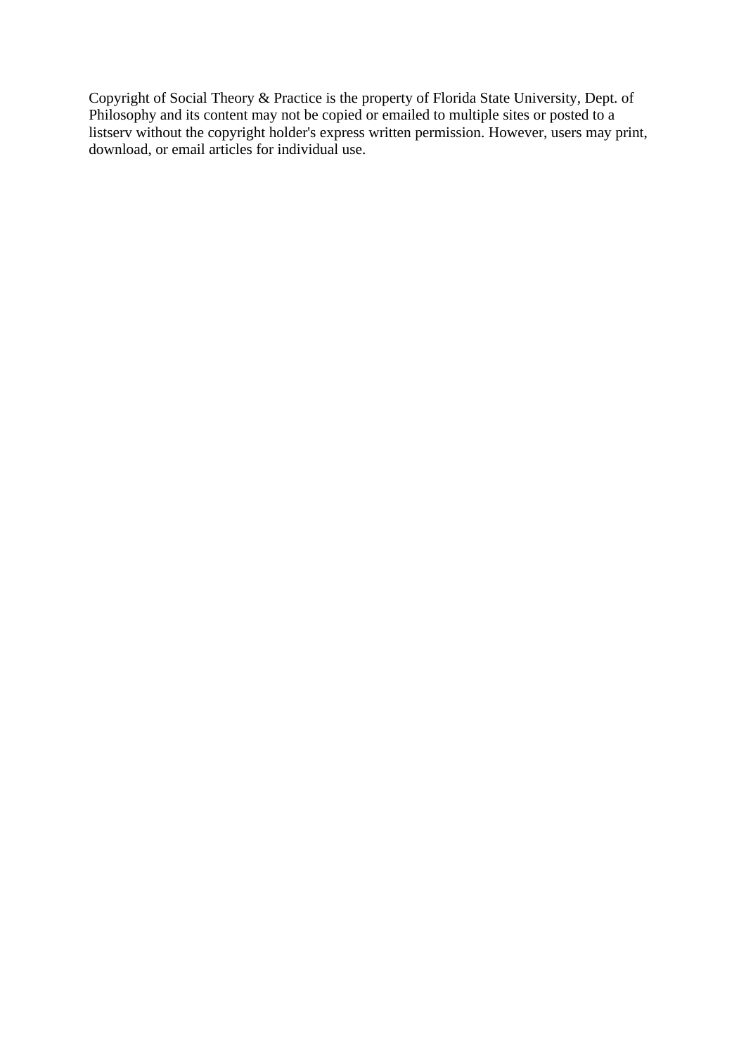Copyright of Social Theory & Practice is the property of Florida State University, Dept. of Philosophy and its content may not be copied or emailed to multiple sites or posted to a listserv without the copyright holder's express written permission. However, users may print, download, or email articles for individual use.